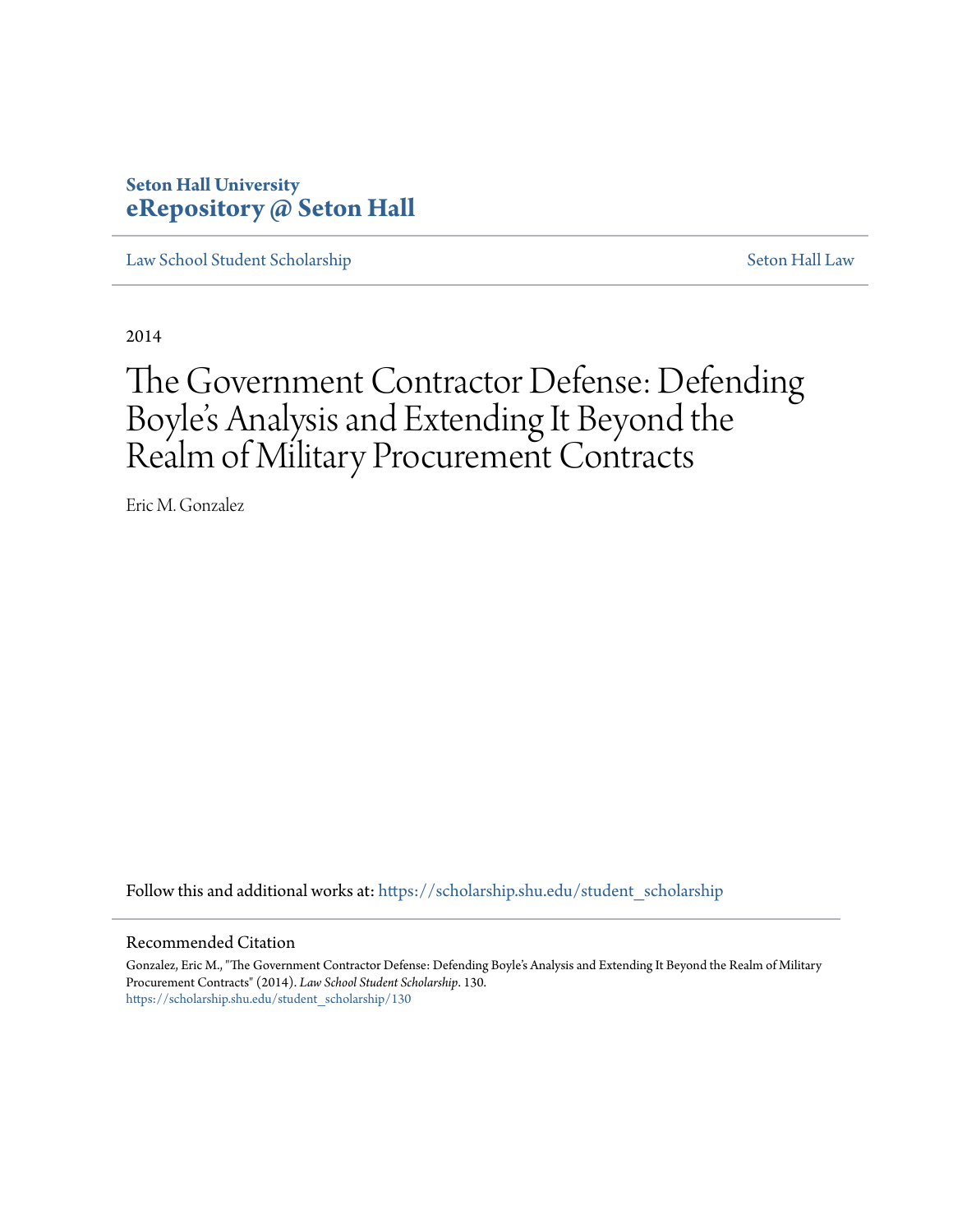**Seton Hall University**
**eRepository @ Seton Hall**

Law School Student Scholarship | Seton Hall Law

2014

# The Government Contractor Defense: Defending Boyle's Analysis and Extending It Beyond the Realm of Military Procurement Contracts

Eric M. Gonzalez

Follow this and additional works at: https://scholarship.shu.edu/student_scholarship

## Recommended Citation

Gonzalez, Eric M., "The Government Contractor Defense: Defending Boyle's Analysis and Extending It Beyond the Realm of Military Procurement Contracts" (2014). *Law School Student Scholarship*. 130.
https://scholarship.shu.edu/student_scholarship/130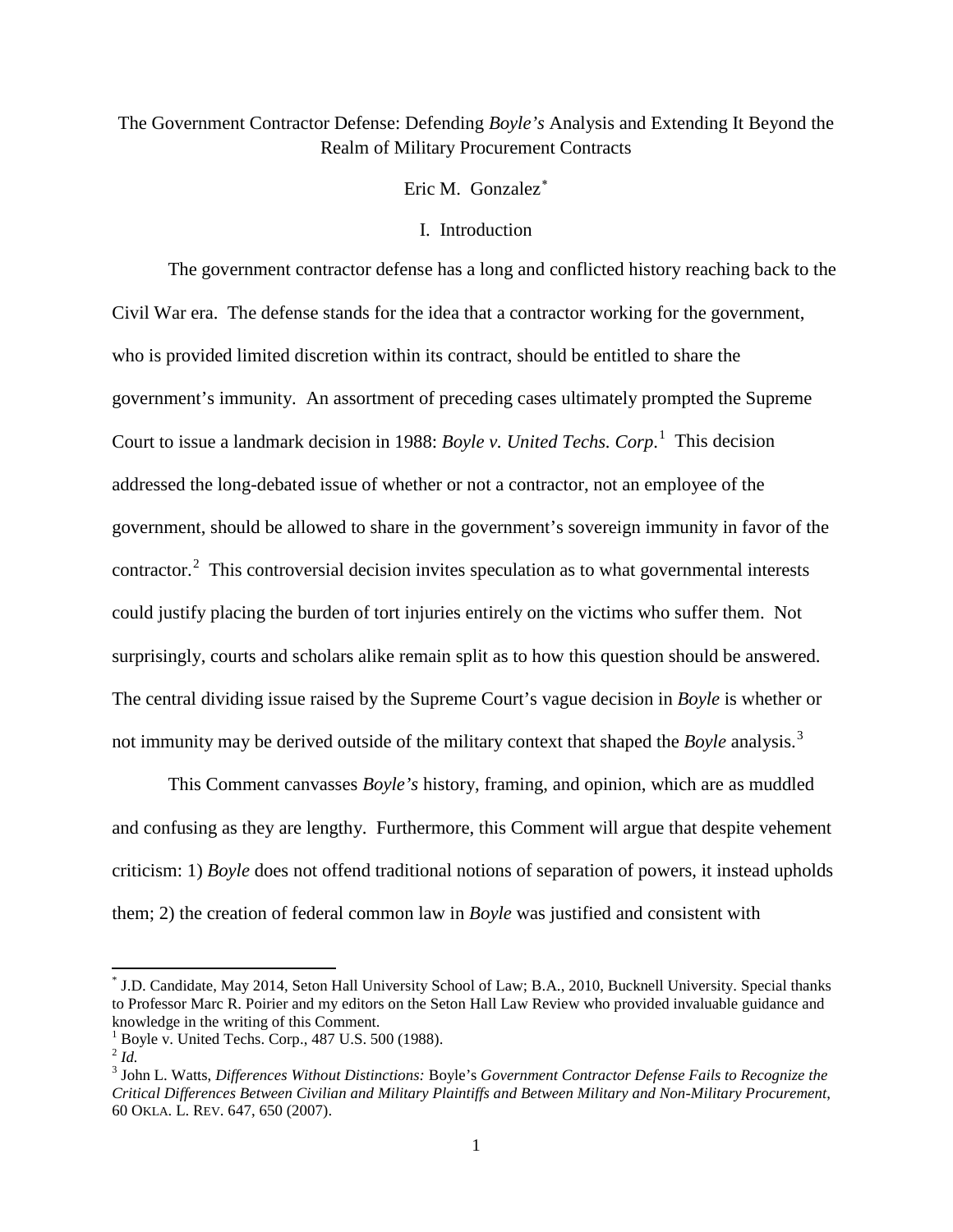# The Government Contractor Defense: Defending *Boyle's* Analysis and Extending It Beyond the Realm of Military Procurement Contracts

Eric M. Gonzalez[*]

## I. Introduction

The government contractor defense has a long and conflicted history reaching back to the Civil War era. The defense stands for the idea that a contractor working for the government, who is provided limited discretion within its contract, should be entitled to share the government's immunity. An assortment of preceding cases ultimately prompted the Supreme Court to issue a landmark decision in 1988: *Boyle v. United Techs. Corp*.[1] This decision addressed the long-debated issue of whether or not a contractor, not an employee of the government, should be allowed to share in the government's sovereign immunity in favor of the contractor.[2] This controversial decision invites speculation as to what governmental interests could justify placing the burden of tort injuries entirely on the victims who suffer them. Not surprisingly, courts and scholars alike remain split as to how this question should be answered. The central dividing issue raised by the Supreme Court's vague decision in *Boyle* is whether or not immunity may be derived outside of the military context that shaped the *Boyle* analysis.[3]

This Comment canvasses *Boyle's* history, framing, and opinion, which are as muddled and confusing as they are lengthy. Furthermore, this Comment will argue that despite vehement criticism: 1) *Boyle* does not offend traditional notions of separation of powers, it instead upholds them; 2) the creation of federal common law in *Boyle* was justified and consistent with

---

[*] J.D. Candidate, May 2014, Seton Hall University School of Law; B.A., 2010, Bucknell University. Special thanks to Professor Marc R. Poirier and my editors on the Seton Hall Law Review who provided invaluable guidance and knowledge in the writing of this Comment.

[1] Boyle v. United Techs. Corp., 487 U.S. 500 (1988).

[2] *Id.*

[3] John L. Watts, *Differences Without Distinctions:* Boyle's *Government Contractor Defense Fails to Recognize the Critical Differences Between Civilian and Military Plaintiffs and Between Military and Non-Military Procurement*, 60 OKLA. L. REV. 647, 650 (2007).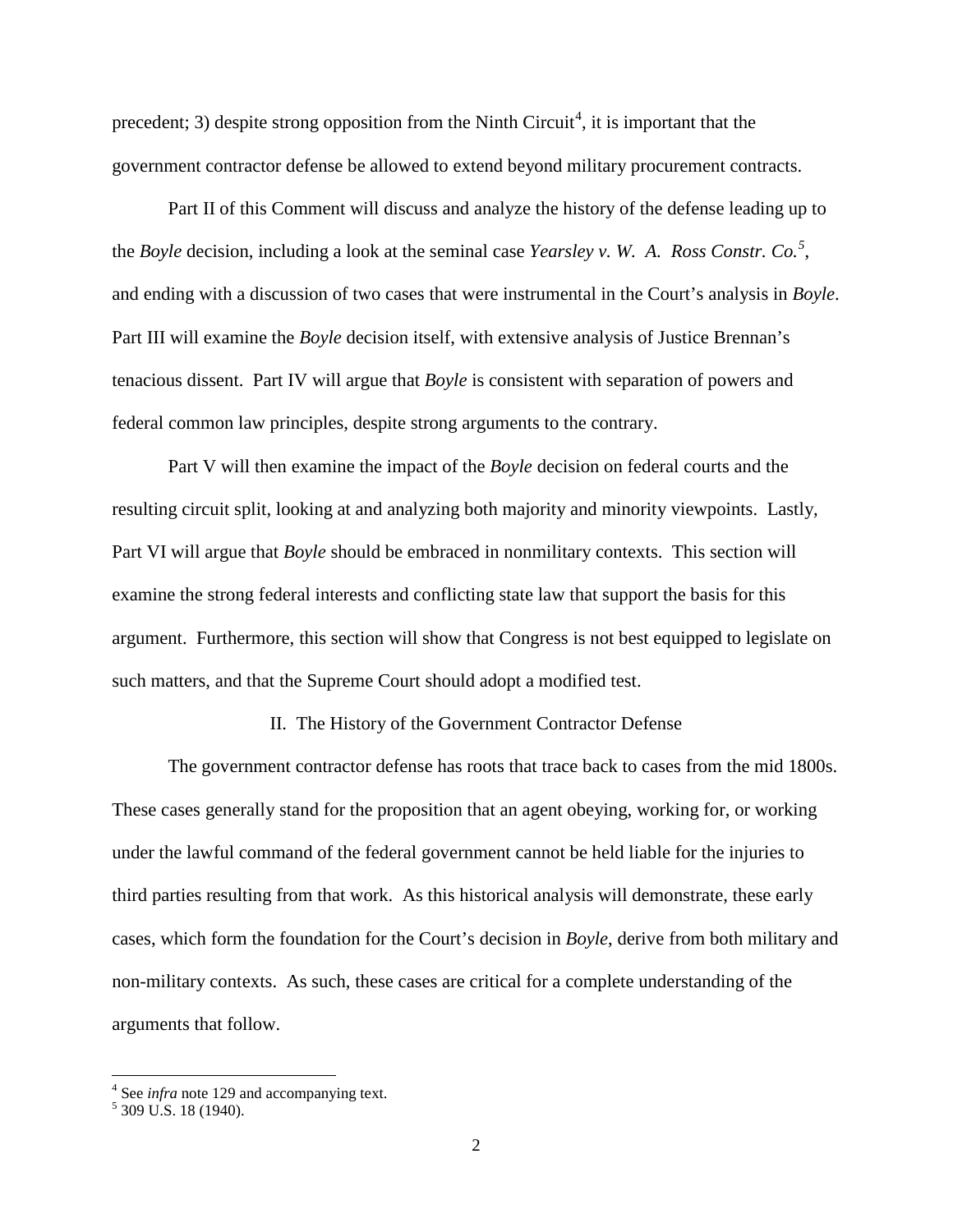precedent; 3) despite strong opposition from the Ninth Circuit[4], it is important that the government contractor defense be allowed to extend beyond military procurement contracts.

Part II of this Comment will discuss and analyze the history of the defense leading up to the *Boyle* decision, including a look at the seminal case *Yearsley v. W. A. Ross Constr. Co.*[5], and ending with a discussion of two cases that were instrumental in the Court's analysis in *Boyle*. Part III will examine the *Boyle* decision itself, with extensive analysis of Justice Brennan's tenacious dissent. Part IV will argue that *Boyle* is consistent with separation of powers and federal common law principles, despite strong arguments to the contrary.

Part V will then examine the impact of the *Boyle* decision on federal courts and the resulting circuit split, looking at and analyzing both majority and minority viewpoints. Lastly, Part VI will argue that *Boyle* should be embraced in nonmilitary contexts. This section will examine the strong federal interests and conflicting state law that support the basis for this argument. Furthermore, this section will show that Congress is not best equipped to legislate on such matters, and that the Supreme Court should adopt a modified test.

## II. The History of the Government Contractor Defense

The government contractor defense has roots that trace back to cases from the mid 1800s. These cases generally stand for the proposition that an agent obeying, working for, or working under the lawful command of the federal government cannot be held liable for the injuries to third parties resulting from that work. As this historical analysis will demonstrate, these early cases, which form the foundation for the Court's decision in *Boyle*, derive from both military and non-military contexts. As such, these cases are critical for a complete understanding of the arguments that follow.

---

[4] See *infra* note 129 and accompanying text.

[5] 309 U.S. 18 (1940).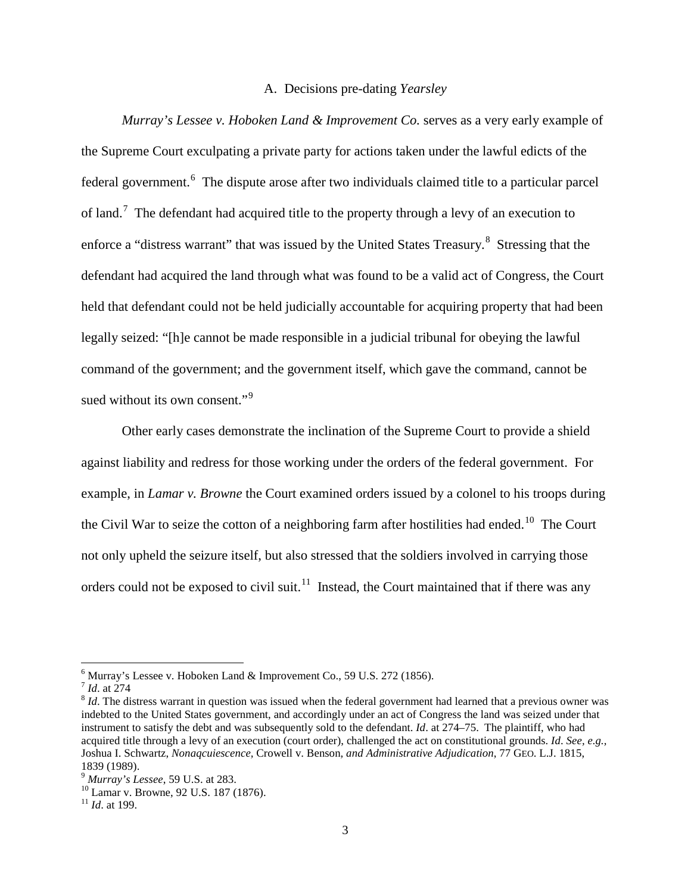### A. Decisions pre-dating *Yearsley*

*Murray's Lessee v. Hoboken Land & Improvement Co.* serves as a very early example of the Supreme Court exculpating a private party for actions taken under the lawful edicts of the federal government.[6] The dispute arose after two individuals claimed title to a particular parcel of land.[7] The defendant had acquired title to the property through a levy of an execution to enforce a "distress warrant" that was issued by the United States Treasury.[8] Stressing that the defendant had acquired the land through what was found to be a valid act of Congress, the Court held that defendant could not be held judicially accountable for acquiring property that had been legally seized: "[h]e cannot be made responsible in a judicial tribunal for obeying the lawful command of the government; and the government itself, which gave the command, cannot be sued without its own consent."[9]

Other early cases demonstrate the inclination of the Supreme Court to provide a shield against liability and redress for those working under the orders of the federal government. For example, in *Lamar v. Browne* the Court examined orders issued by a colonel to his troops during the Civil War to seize the cotton of a neighboring farm after hostilities had ended.[10] The Court not only upheld the seizure itself, but also stressed that the soldiers involved in carrying those orders could not be exposed to civil suit.[11] Instead, the Court maintained that if there was any

---

[6] Murray's Lessee v. Hoboken Land & Improvement Co., 59 U.S. 272 (1856).

[7] *Id*. at 274

[8] *Id*. The distress warrant in question was issued when the federal government had learned that a previous owner was indebted to the United States government, and accordingly under an act of Congress the land was seized under that instrument to satisfy the debt and was subsequently sold to the defendant. *Id*. at 274–75. The plaintiff, who had acquired title through a levy of an execution (court order), challenged the act on constitutional grounds. *Id*. *See, e.g.*, Joshua I. Schwartz, *Nonaqcuiescence*, Crowell v. Benson, *and Administrative Adjudication*, 77 GEO. L.J. 1815, 1839 (1989).

[9] *Murray's Lessee*, 59 U.S. at 283.

[10] Lamar v. Browne, 92 U.S. 187 (1876).

[11] *Id*. at 199.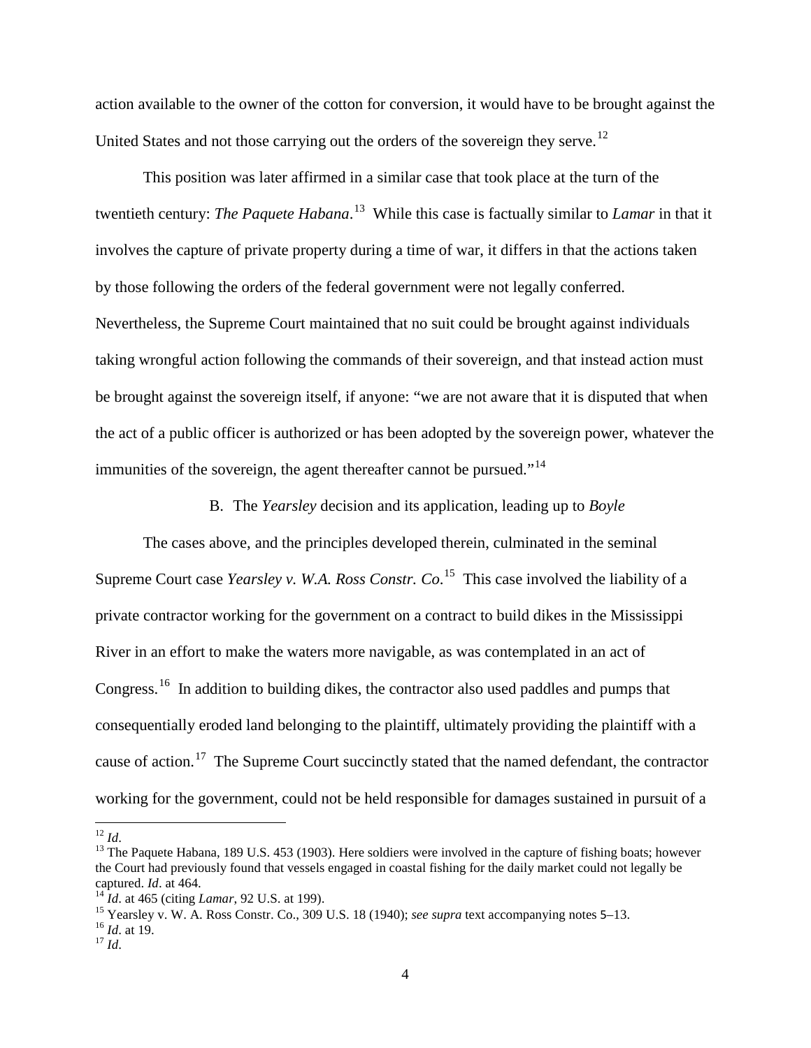action available to the owner of the cotton for conversion, it would have to be brought against the United States and not those carrying out the orders of the sovereign they serve.[12]

This position was later affirmed in a similar case that took place at the turn of the twentieth century: *The Paquete Habana*.[13] While this case is factually similar to *Lamar* in that it involves the capture of private property during a time of war, it differs in that the actions taken by those following the orders of the federal government were not legally conferred. Nevertheless, the Supreme Court maintained that no suit could be brought against individuals taking wrongful action following the commands of their sovereign, and that instead action must be brought against the sovereign itself, if anyone: "we are not aware that it is disputed that when the act of a public officer is authorized or has been adopted by the sovereign power, whatever the immunities of the sovereign, the agent thereafter cannot be pursued."[14]

### B. The *Yearsley* decision and its application, leading up to *Boyle*

The cases above, and the principles developed therein, culminated in the seminal Supreme Court case *Yearsley v. W.A. Ross Constr. Co*.[15] This case involved the liability of a private contractor working for the government on a contract to build dikes in the Mississippi River in an effort to make the waters more navigable, as was contemplated in an act of Congress.[16] In addition to building dikes, the contractor also used paddles and pumps that consequentially eroded land belonging to the plaintiff, ultimately providing the plaintiff with a cause of action.[17] The Supreme Court succinctly stated that the named defendant, the contractor working for the government, could not be held responsible for damages sustained in pursuit of a

---

[12] *Id*.

[13] The Paquete Habana, 189 U.S. 453 (1903). Here soldiers were involved in the capture of fishing boats; however the Court had previously found that vessels engaged in coastal fishing for the daily market could not legally be captured. *Id*. at 464.

[14] *Id*. at 465 (citing *Lamar*, 92 U.S. at 199).

[15] Yearsley v. W. A. Ross Constr. Co., 309 U.S. 18 (1940); *see supra* text accompanying notes 5–13.

[16] *Id*. at 19.

[17] *Id*.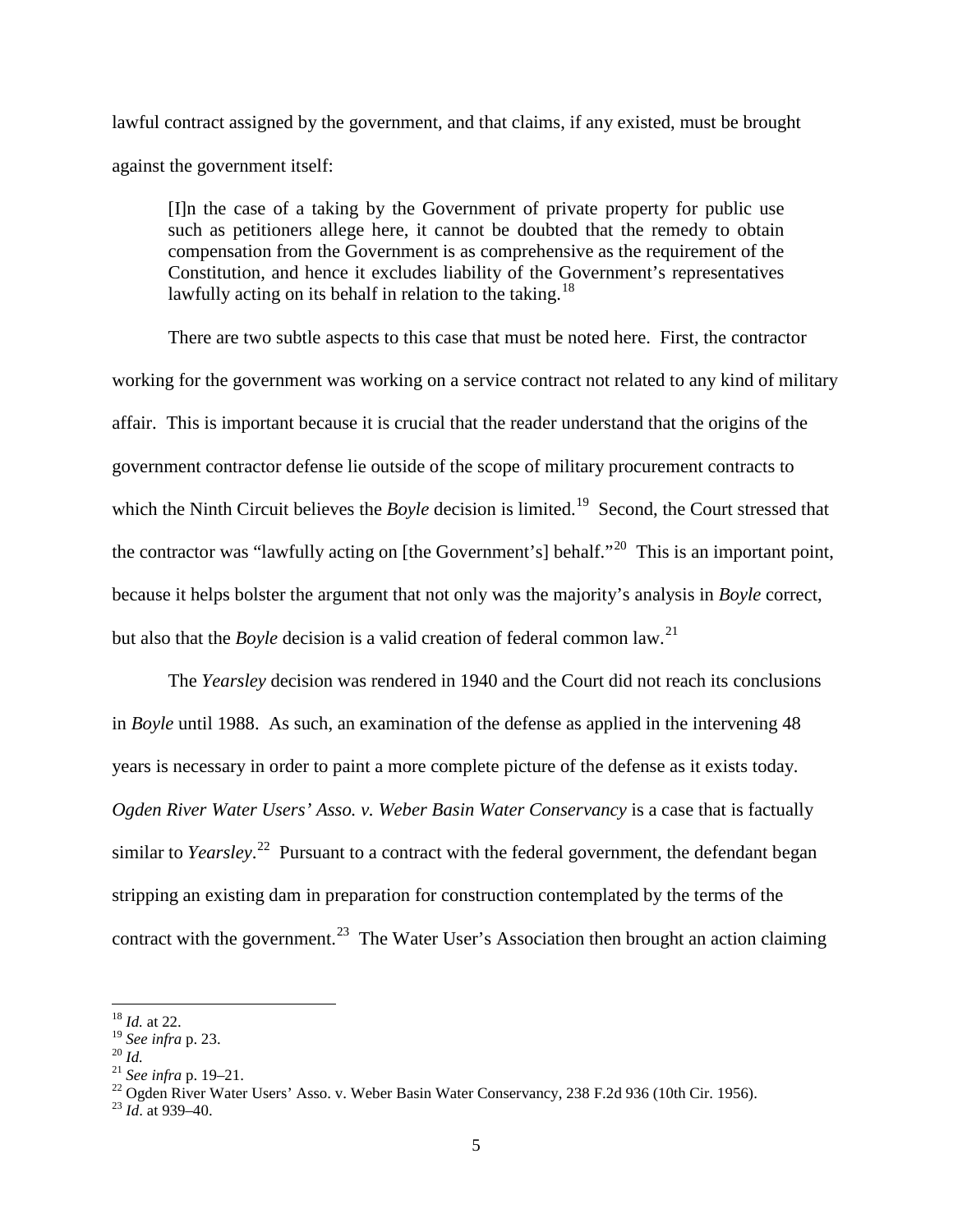lawful contract assigned by the government, and that claims, if any existed, must be brought against the government itself:

> [I]n the case of a taking by the Government of private property for public use such as petitioners allege here, it cannot be doubted that the remedy to obtain compensation from the Government is as comprehensive as the requirement of the Constitution, and hence it excludes liability of the Government's representatives lawfully acting on its behalf in relation to the taking.[18]

There are two subtle aspects to this case that must be noted here. First, the contractor working for the government was working on a service contract not related to any kind of military affair. This is important because it is crucial that the reader understand that the origins of the government contractor defense lie outside of the scope of military procurement contracts to which the Ninth Circuit believes the *Boyle* decision is limited.[19] Second, the Court stressed that the contractor was "lawfully acting on [the Government's] behalf."[20] This is an important point, because it helps bolster the argument that not only was the majority's analysis in *Boyle* correct, but also that the *Boyle* decision is a valid creation of federal common law.[21]

The *Yearsley* decision was rendered in 1940 and the Court did not reach its conclusions in *Boyle* until 1988. As such, an examination of the defense as applied in the intervening 48 years is necessary in order to paint a more complete picture of the defense as it exists today. *Ogden River Water Users' Asso. v. Weber Basin Water Conservancy* is a case that is factually similar to *Yearsley*.[22] Pursuant to a contract with the federal government, the defendant began stripping an existing dam in preparation for construction contemplated by the terms of the contract with the government.[23] The Water User's Association then brought an action claiming

---

[18] *Id.* at 22.
[19] *See infra* p. 23.
[20] *Id.*
[21] *See infra* p. 19–21.
[22] Ogden River Water Users' Asso. v. Weber Basin Water Conservancy, 238 F.2d 936 (10th Cir. 1956).
[23] *Id*. at 939–40.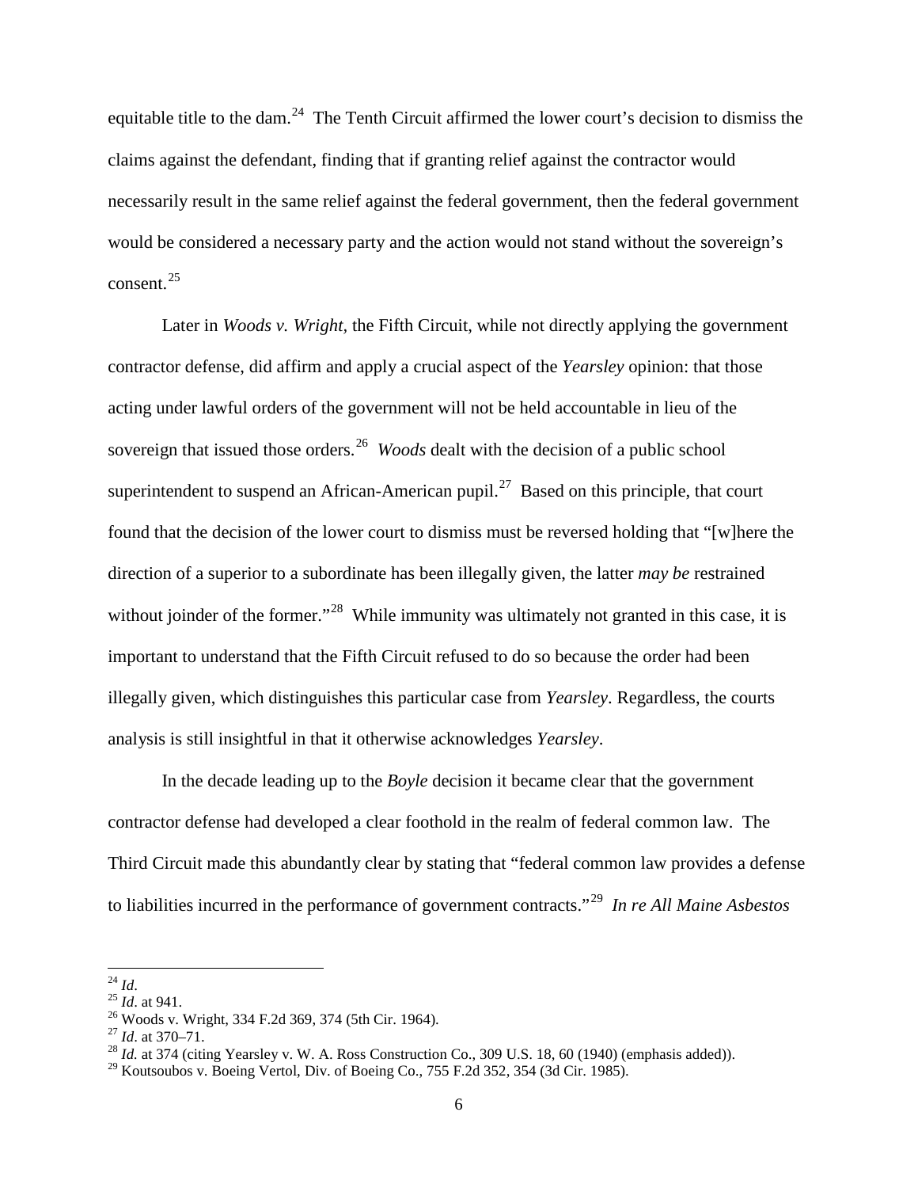equitable title to the dam.[24] The Tenth Circuit affirmed the lower court's decision to dismiss the claims against the defendant, finding that if granting relief against the contractor would necessarily result in the same relief against the federal government, then the federal government would be considered a necessary party and the action would not stand without the sovereign's consent.[25]

Later in *Woods v. Wright*, the Fifth Circuit, while not directly applying the government contractor defense, did affirm and apply a crucial aspect of the *Yearsley* opinion: that those acting under lawful orders of the government will not be held accountable in lieu of the sovereign that issued those orders.[26] *Woods* dealt with the decision of a public school superintendent to suspend an African-American pupil.[27] Based on this principle, that court found that the decision of the lower court to dismiss must be reversed holding that "[w]here the direction of a superior to a subordinate has been illegally given, the latter *may be* restrained without joinder of the former."[28] While immunity was ultimately not granted in this case, it is important to understand that the Fifth Circuit refused to do so because the order had been illegally given, which distinguishes this particular case from *Yearsley*. Regardless, the courts analysis is still insightful in that it otherwise acknowledges *Yearsley*.

In the decade leading up to the *Boyle* decision it became clear that the government contractor defense had developed a clear foothold in the realm of federal common law. The Third Circuit made this abundantly clear by stating that "federal common law provides a defense to liabilities incurred in the performance of government contracts."[29] *In re All Maine Asbestos*

---

[24] *Id*.

[25] *Id*. at 941.

[26] Woods v. Wright, 334 F.2d 369, 374 (5th Cir. 1964).

[27] *Id*. at 370–71.

[28] *Id.* at 374 (citing Yearsley v. W. A. Ross Construction Co., 309 U.S. 18, 60 (1940) (emphasis added)).

[29] Koutsoubos v. Boeing Vertol, Div. of Boeing Co., 755 F.2d 352, 354 (3d Cir. 1985).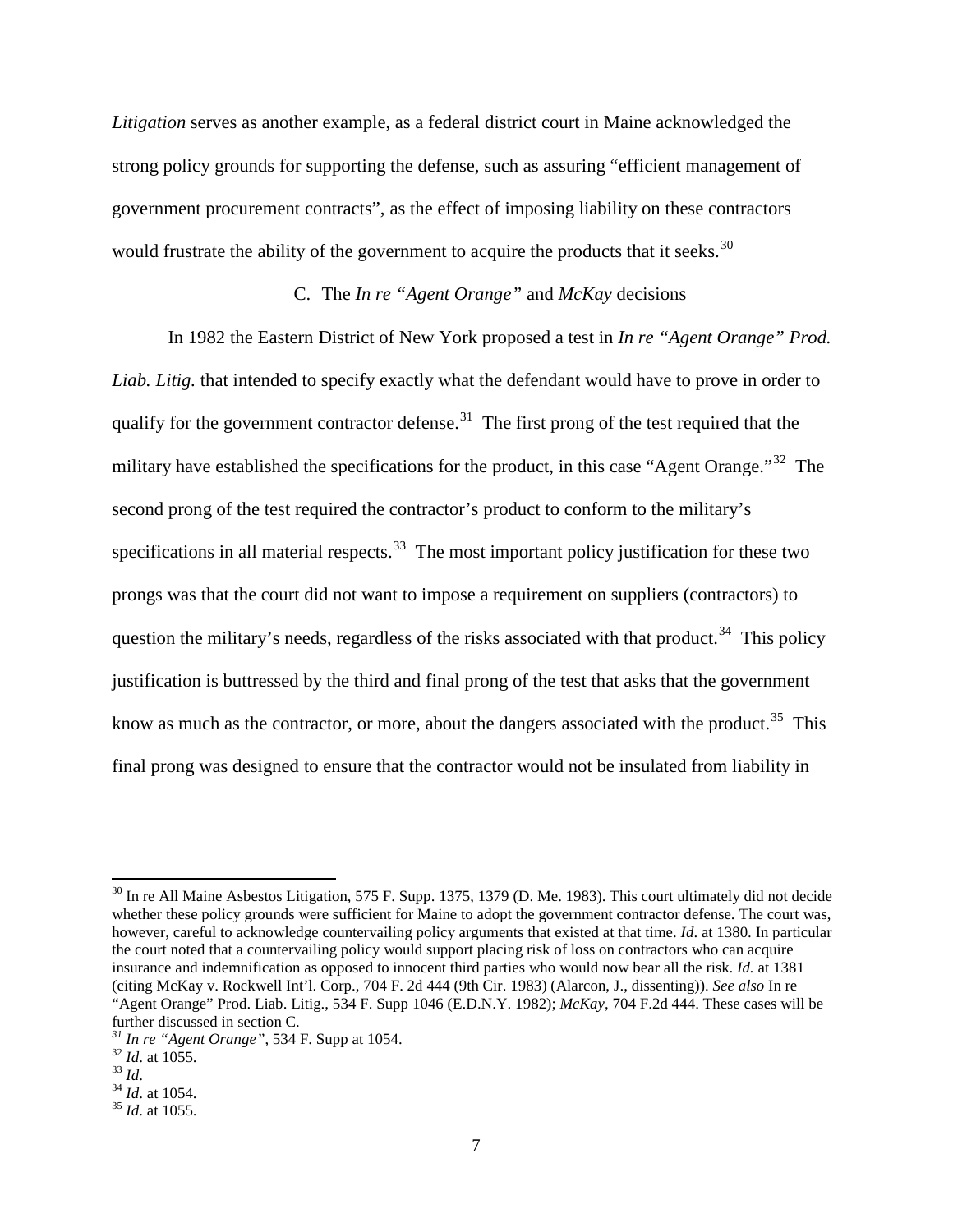*Litigation* serves as another example, as a federal district court in Maine acknowledged the strong policy grounds for supporting the defense, such as assuring "efficient management of government procurement contracts", as the effect of imposing liability on these contractors would frustrate the ability of the government to acquire the products that it seeks.[30]

### C. The *In re "Agent Orange"* and *McKay* decisions

In 1982 the Eastern District of New York proposed a test in *In re "Agent Orange" Prod. Liab. Litig.* that intended to specify exactly what the defendant would have to prove in order to qualify for the government contractor defense.[31] The first prong of the test required that the military have established the specifications for the product, in this case "Agent Orange."[32] The second prong of the test required the contractor's product to conform to the military's specifications in all material respects.[33] The most important policy justification for these two prongs was that the court did not want to impose a requirement on suppliers (contractors) to question the military's needs, regardless of the risks associated with that product.[34] This policy justification is buttressed by the third and final prong of the test that asks that the government know as much as the contractor, or more, about the dangers associated with the product.[35] This final prong was designed to ensure that the contractor would not be insulated from liability in

---

[30] In re All Maine Asbestos Litigation, 575 F. Supp. 1375, 1379 (D. Me. 1983). This court ultimately did not decide whether these policy grounds were sufficient for Maine to adopt the government contractor defense. The court was, however, careful to acknowledge countervailing policy arguments that existed at that time. *Id*. at 1380. In particular the court noted that a countervailing policy would support placing risk of loss on contractors who can acquire insurance and indemnification as opposed to innocent third parties who would now bear all the risk. *Id.* at 1381 (citing McKay v. Rockwell Int'l. Corp., 704 F. 2d 444 (9th Cir. 1983) (Alarcon, J., dissenting)). *See also* In re "Agent Orange" Prod. Liab. Litig., 534 F. Supp 1046 (E.D.N.Y. 1982); *McKay*, 704 F.2d 444. These cases will be further discussed in section C.

[31] *In re "Agent Orange"*, 534 F. Supp at 1054.

[32] *Id*. at 1055.

[33] *Id*.

[34] *Id*. at 1054.

[35] *Id*. at 1055.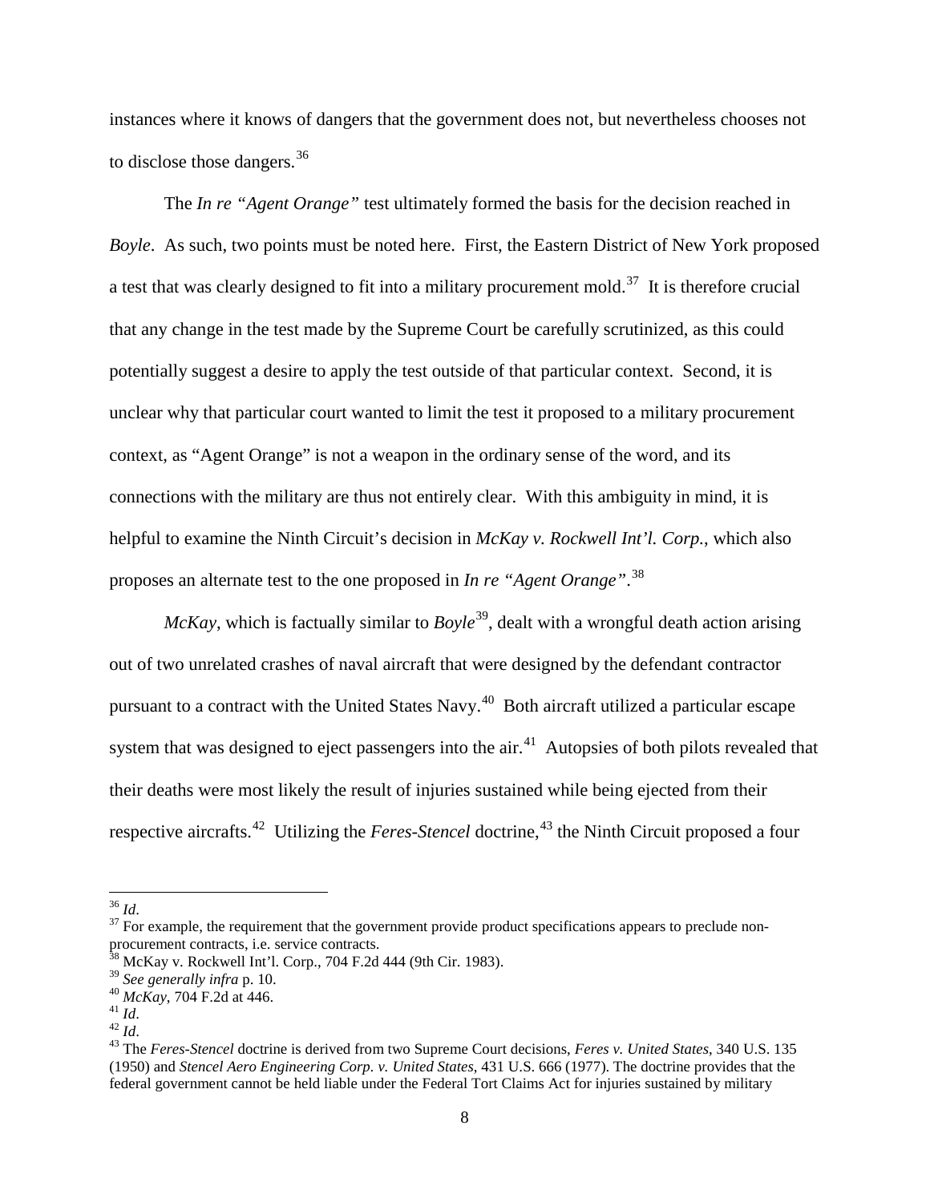instances where it knows of dangers that the government does not, but nevertheless chooses not to disclose those dangers.[36]

The *In re "Agent Orange"* test ultimately formed the basis for the decision reached in *Boyle*. As such, two points must be noted here. First, the Eastern District of New York proposed a test that was clearly designed to fit into a military procurement mold.[37] It is therefore crucial that any change in the test made by the Supreme Court be carefully scrutinized, as this could potentially suggest a desire to apply the test outside of that particular context. Second, it is unclear why that particular court wanted to limit the test it proposed to a military procurement context, as "Agent Orange" is not a weapon in the ordinary sense of the word, and its connections with the military are thus not entirely clear. With this ambiguity in mind, it is helpful to examine the Ninth Circuit's decision in *McKay v. Rockwell Int'l. Corp.*, which also proposes an alternate test to the one proposed in *In re "Agent Orange"*.[38]

*McKay*, which is factually similar to *Boyle*[39], dealt with a wrongful death action arising out of two unrelated crashes of naval aircraft that were designed by the defendant contractor pursuant to a contract with the United States Navy.[40] Both aircraft utilized a particular escape system that was designed to eject passengers into the air.[41] Autopsies of both pilots revealed that their deaths were most likely the result of injuries sustained while being ejected from their respective aircrafts.[42] Utilizing the *Feres-Stencel* doctrine,[43] the Ninth Circuit proposed a four

---

[36] *Id*.

[37] For example, the requirement that the government provide product specifications appears to preclude non-procurement contracts, i.e. service contracts.

[38] McKay v. Rockwell Int'l. Corp., 704 F.2d 444 (9th Cir. 1983).

[39] *See generally infra* p. 10.

[40] *McKay*, 704 F.2d at 446.

[41] *Id*.

[42] *Id*.

[43] The *Feres-Stencel* doctrine is derived from two Supreme Court decisions, *Feres v. United States*, 340 U.S. 135 (1950) and *Stencel Aero Engineering Corp. v. United States*, 431 U.S. 666 (1977). The doctrine provides that the federal government cannot be held liable under the Federal Tort Claims Act for injuries sustained by military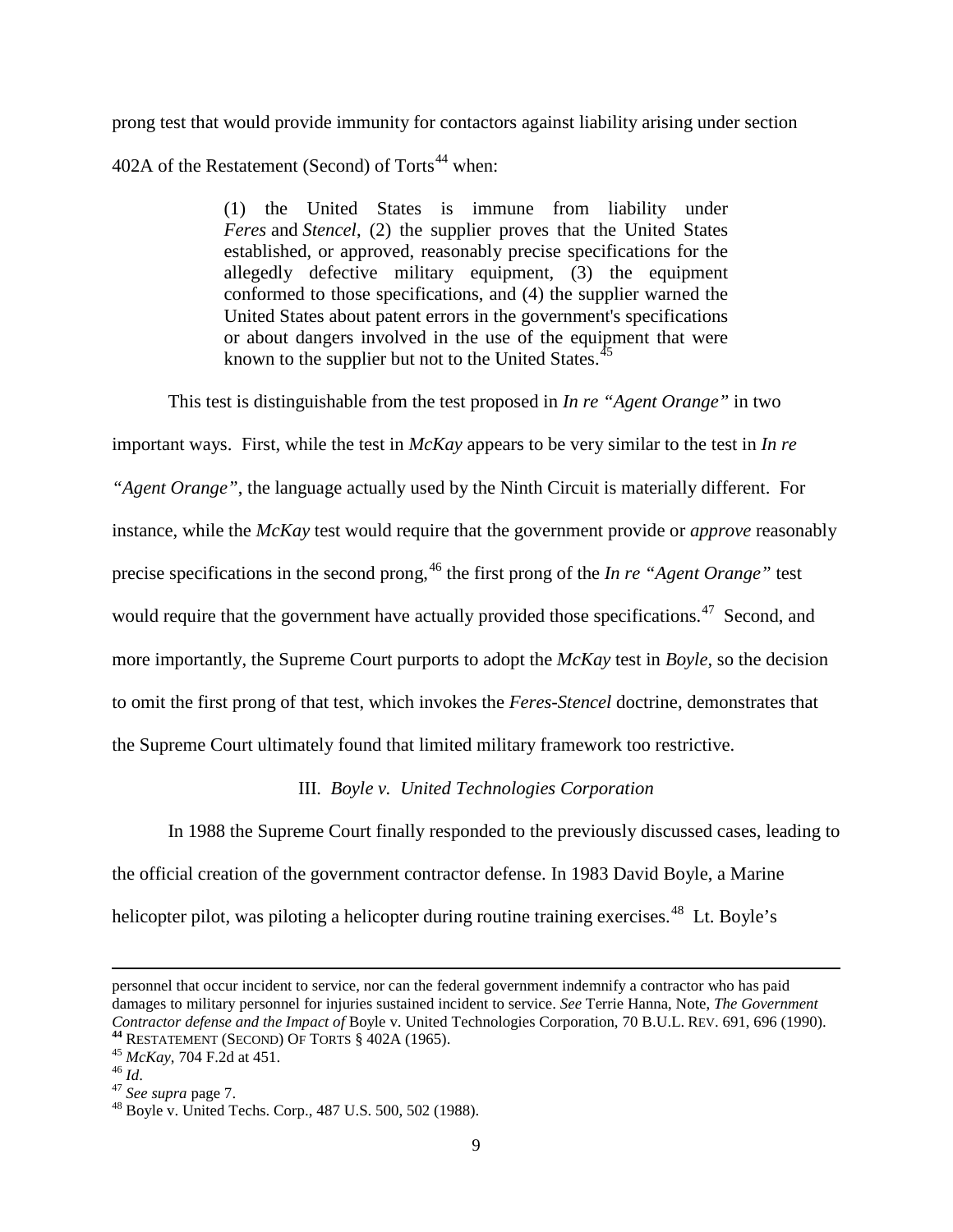prong test that would provide immunity for contactors against liability arising under section 402A of the Restatement (Second) of Torts[44] when:

> (1) the United States is immune from liability under *Feres* and *Stencel*, (2) the supplier proves that the United States established, or approved, reasonably precise specifications for the allegedly defective military equipment, (3) the equipment conformed to those specifications, and (4) the supplier warned the United States about patent errors in the government's specifications or about dangers involved in the use of the equipment that were known to the supplier but not to the United States.[45]

This test is distinguishable from the test proposed in *In re "Agent Orange"* in two important ways. First, while the test in *McKay* appears to be very similar to the test in *In re "Agent Orange"*, the language actually used by the Ninth Circuit is materially different. For instance, while the *McKay* test would require that the government provide or *approve* reasonably precise specifications in the second prong,[46] the first prong of the *In re "Agent Orange"* test would require that the government have actually provided those specifications.[47] Second, and more importantly, the Supreme Court purports to adopt the *McKay* test in *Boyle*, so the decision to omit the first prong of that test, which invokes the *Feres-Stencel* doctrine, demonstrates that the Supreme Court ultimately found that limited military framework too restrictive.

### III. *Boyle v. United Technologies Corporation*

In 1988 the Supreme Court finally responded to the previously discussed cases, leading to the official creation of the government contractor defense. In 1983 David Boyle, a Marine helicopter pilot, was piloting a helicopter during routine training exercises.[48] Lt. Boyle's

---

personnel that occur incident to service, nor can the federal government indemnify a contractor who has paid damages to military personnel for injuries sustained incident to service. *See* Terrie Hanna, Note, *The Government Contractor defense and the Impact of* Boyle v. United Technologies Corporation, 70 B.U.L. REV. 691, 696 (1990).

[44] RESTATEMENT (SECOND) OF TORTS § 402A (1965).

[45] *McKay*, 704 F.2d at 451.

[46] *Id*.

[47] *See supra* page 7.

[48] Boyle v. United Techs. Corp., 487 U.S. 500, 502 (1988).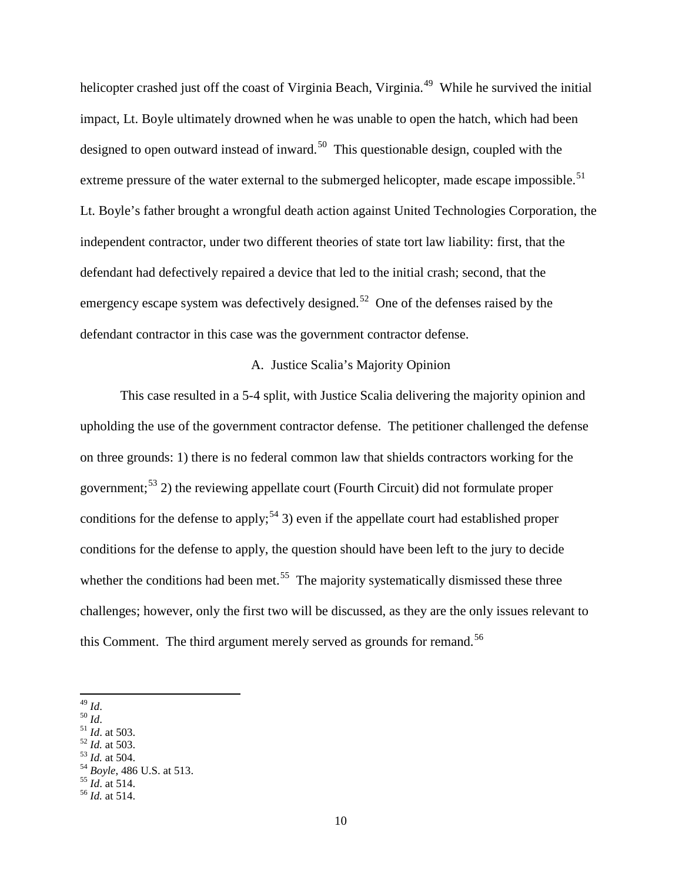helicopter crashed just off the coast of Virginia Beach, Virginia.[49] While he survived the initial impact, Lt. Boyle ultimately drowned when he was unable to open the hatch, which had been designed to open outward instead of inward.[50] This questionable design, coupled with the extreme pressure of the water external to the submerged helicopter, made escape impossible.[51] Lt. Boyle's father brought a wrongful death action against United Technologies Corporation, the independent contractor, under two different theories of state tort law liability: first, that the defendant had defectively repaired a device that led to the initial crash; second, that the emergency escape system was defectively designed.[52] One of the defenses raised by the defendant contractor in this case was the government contractor defense.

### A. Justice Scalia's Majority Opinion

This case resulted in a 5-4 split, with Justice Scalia delivering the majority opinion and upholding the use of the government contractor defense. The petitioner challenged the defense on three grounds: 1) there is no federal common law that shields contractors working for the government;[53] 2) the reviewing appellate court (Fourth Circuit) did not formulate proper conditions for the defense to apply;[54] 3) even if the appellate court had established proper conditions for the defense to apply, the question should have been left to the jury to decide whether the conditions had been met.[55] The majority systematically dismissed these three challenges; however, only the first two will be discussed, as they are the only issues relevant to this Comment. The third argument merely served as grounds for remand.[56]

---

[49] *Id*.
[50] *Id*.
[51] *Id*. at 503.
[52] *Id.* at 503.
[53] *Id.* at 504.
[54] *Boyle*, 486 U.S. at 513.
[55] *Id*. at 514.
[56] *Id.* at 514.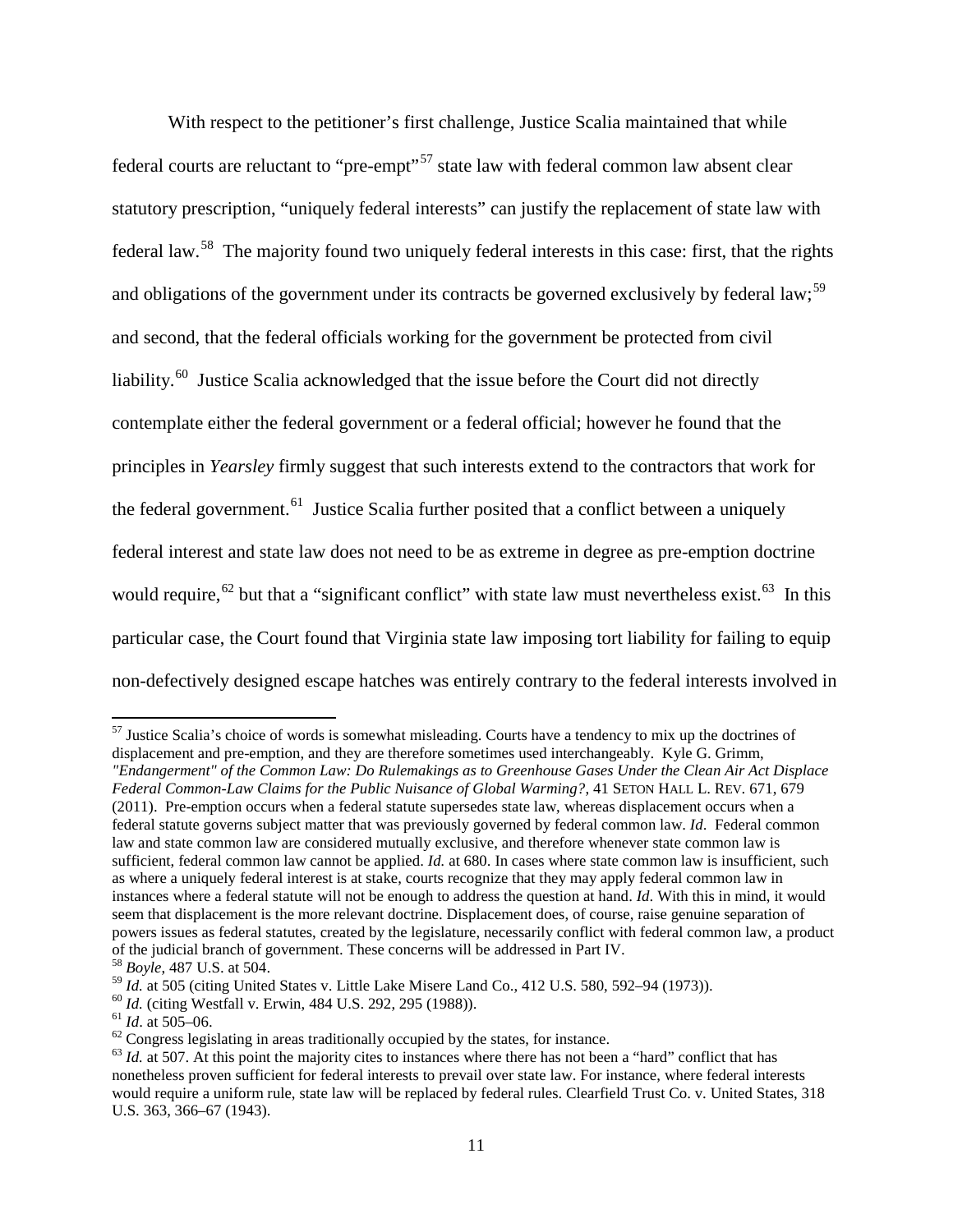With respect to the petitioner's first challenge, Justice Scalia maintained that while federal courts are reluctant to "pre-empt"[57] state law with federal common law absent clear statutory prescription, "uniquely federal interests" can justify the replacement of state law with federal law.[58] The majority found two uniquely federal interests in this case: first, that the rights and obligations of the government under its contracts be governed exclusively by federal law;[59] and second, that the federal officials working for the government be protected from civil liability.[60] Justice Scalia acknowledged that the issue before the Court did not directly contemplate either the federal government or a federal official; however he found that the principles in *Yearsley* firmly suggest that such interests extend to the contractors that work for the federal government.[61] Justice Scalia further posited that a conflict between a uniquely federal interest and state law does not need to be as extreme in degree as pre-emption doctrine would require,[62] but that a "significant conflict" with state law must nevertheless exist.[63] In this particular case, the Court found that Virginia state law imposing tort liability for failing to equip non-defectively designed escape hatches was entirely contrary to the federal interests involved in

---

[57] Justice Scalia's choice of words is somewhat misleading. Courts have a tendency to mix up the doctrines of displacement and pre-emption, and they are therefore sometimes used interchangeably. Kyle G. Grimm, *"Endangerment" of the Common Law: Do Rulemakings as to Greenhouse Gases Under the Clean Air Act Displace Federal Common-Law Claims for the Public Nuisance of Global Warming?*, 41 SETON HALL L. REV. 671, 679 (2011). Pre-emption occurs when a federal statute supersedes state law, whereas displacement occurs when a federal statute governs subject matter that was previously governed by federal common law. *Id*. Federal common law and state common law are considered mutually exclusive, and therefore whenever state common law is sufficient, federal common law cannot be applied. *Id.* at 680. In cases where state common law is insufficient, such as where a uniquely federal interest is at stake, courts recognize that they may apply federal common law in instances where a federal statute will not be enough to address the question at hand. *Id*. With this in mind, it would seem that displacement is the more relevant doctrine. Displacement does, of course, raise genuine separation of powers issues as federal statutes, created by the legislature, necessarily conflict with federal common law, a product of the judicial branch of government. These concerns will be addressed in Part IV.

[58] *Boyle*, 487 U.S. at 504.

[59] *Id.* at 505 (citing United States v. Little Lake Misere Land Co., 412 U.S. 580, 592–94 (1973)).

[60] *Id.* (citing Westfall v. Erwin, 484 U.S. 292, 295 (1988)).

[61] *Id*. at 505–06.

[62] Congress legislating in areas traditionally occupied by the states, for instance.

[63] *Id.* at 507. At this point the majority cites to instances where there has not been a "hard" conflict that has nonetheless proven sufficient for federal interests to prevail over state law. For instance, where federal interests would require a uniform rule, state law will be replaced by federal rules. Clearfield Trust Co. v. United States, 318 U.S. 363, 366–67 (1943).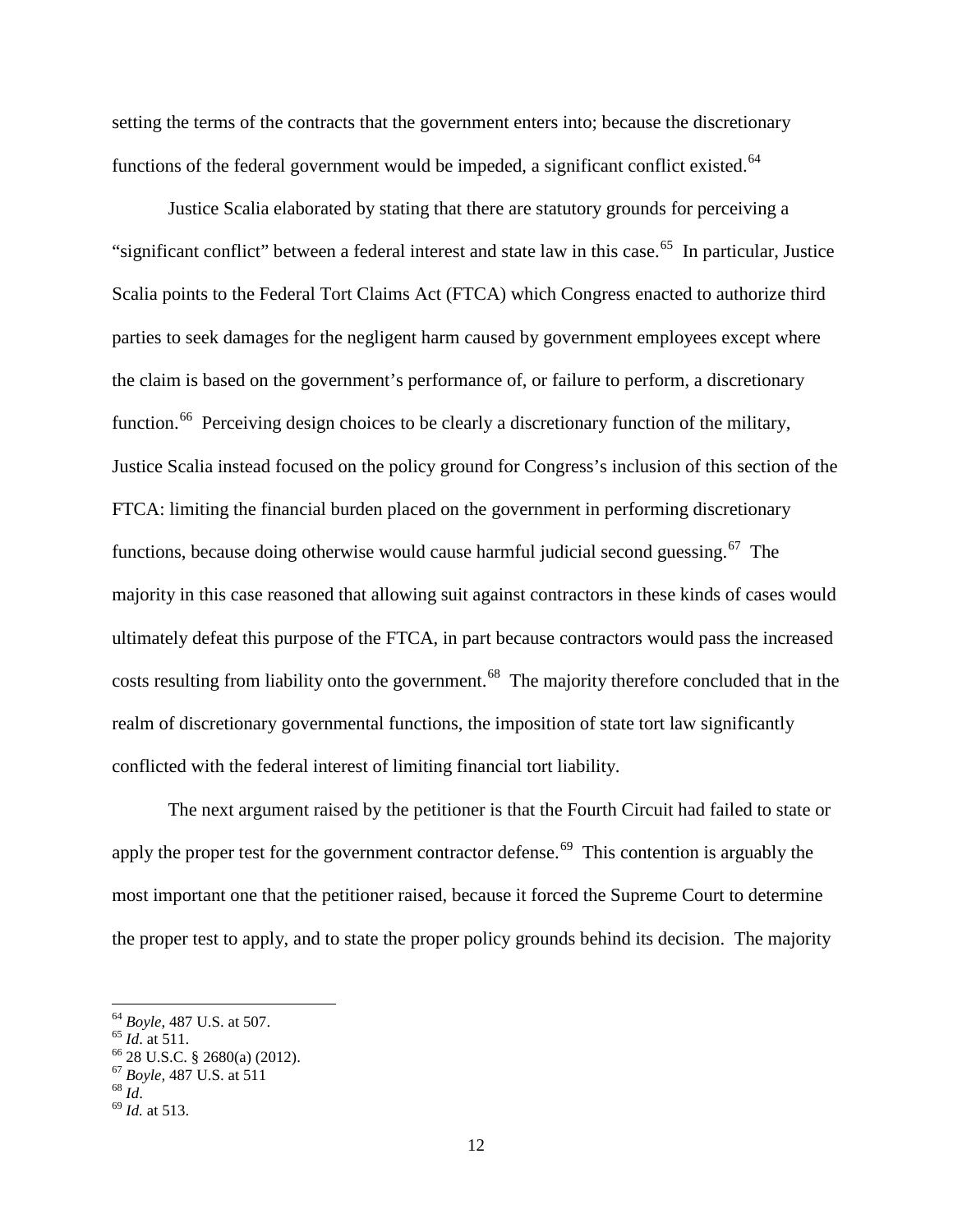setting the terms of the contracts that the government enters into; because the discretionary functions of the federal government would be impeded, a significant conflict existed.[64]

Justice Scalia elaborated by stating that there are statutory grounds for perceiving a "significant conflict" between a federal interest and state law in this case.[65] In particular, Justice Scalia points to the Federal Tort Claims Act (FTCA) which Congress enacted to authorize third parties to seek damages for the negligent harm caused by government employees except where the claim is based on the government's performance of, or failure to perform, a discretionary function.[66] Perceiving design choices to be clearly a discretionary function of the military, Justice Scalia instead focused on the policy ground for Congress's inclusion of this section of the FTCA: limiting the financial burden placed on the government in performing discretionary functions, because doing otherwise would cause harmful judicial second guessing.[67] The majority in this case reasoned that allowing suit against contractors in these kinds of cases would ultimately defeat this purpose of the FTCA, in part because contractors would pass the increased costs resulting from liability onto the government.[68] The majority therefore concluded that in the realm of discretionary governmental functions, the imposition of state tort law significantly conflicted with the federal interest of limiting financial tort liability.

The next argument raised by the petitioner is that the Fourth Circuit had failed to state or apply the proper test for the government contractor defense.[69] This contention is arguably the most important one that the petitioner raised, because it forced the Supreme Court to determine the proper test to apply, and to state the proper policy grounds behind its decision. The majority

---

[64] *Boyle*, 487 U.S. at 507.

[65] *Id*. at 511.

[66] 28 U.S.C. § 2680(a) (2012).

[67] *Boyle*, 487 U.S. at 511

[68] *Id*.

[69] *Id.* at 513.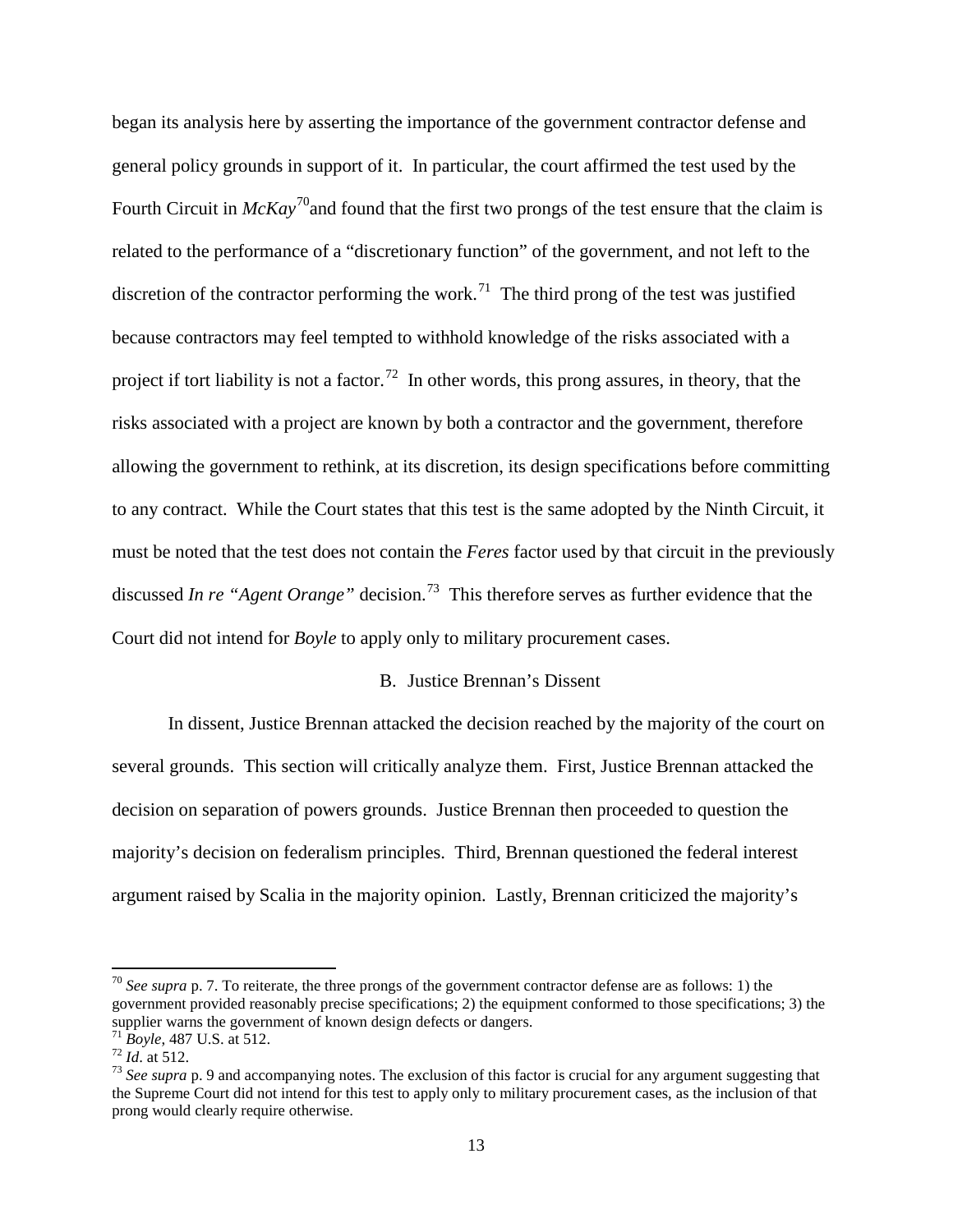began its analysis here by asserting the importance of the government contractor defense and general policy grounds in support of it. In particular, the court affirmed the test used by the Fourth Circuit in *McKay*[70] and found that the first two prongs of the test ensure that the claim is related to the performance of a "discretionary function" of the government, and not left to the discretion of the contractor performing the work.[71] The third prong of the test was justified because contractors may feel tempted to withhold knowledge of the risks associated with a project if tort liability is not a factor.[72] In other words, this prong assures, in theory, that the risks associated with a project are known by both a contractor and the government, therefore allowing the government to rethink, at its discretion, its design specifications before committing to any contract. While the Court states that this test is the same adopted by the Ninth Circuit, it must be noted that the test does not contain the *Feres* factor used by that circuit in the previously discussed *In re "Agent Orange"* decision.[73] This therefore serves as further evidence that the Court did not intend for *Boyle* to apply only to military procurement cases.

### B. Justice Brennan's Dissent

In dissent, Justice Brennan attacked the decision reached by the majority of the court on several grounds. This section will critically analyze them. First, Justice Brennan attacked the decision on separation of powers grounds. Justice Brennan then proceeded to question the majority's decision on federalism principles. Third, Brennan questioned the federal interest argument raised by Scalia in the majority opinion. Lastly, Brennan criticized the majority's

---

[70] *See supra* p. 7. To reiterate, the three prongs of the government contractor defense are as follows: 1) the government provided reasonably precise specifications; 2) the equipment conformed to those specifications; 3) the supplier warns the government of known design defects or dangers.

[71] *Boyle*, 487 U.S. at 512.

[72] *Id*. at 512.

[73] *See supra* p. 9 and accompanying notes. The exclusion of this factor is crucial for any argument suggesting that the Supreme Court did not intend for this test to apply only to military procurement cases, as the inclusion of that prong would clearly require otherwise.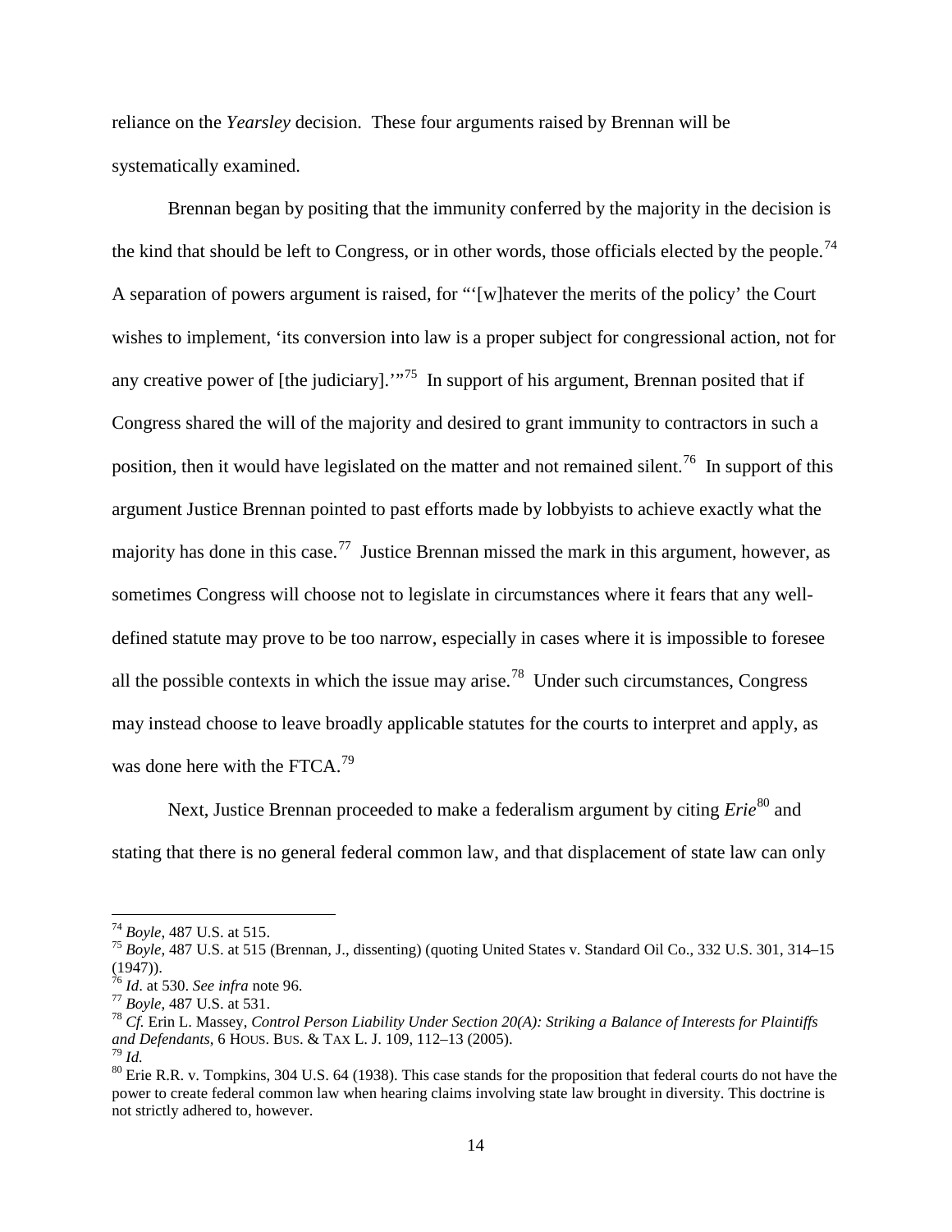reliance on the *Yearsley* decision. These four arguments raised by Brennan will be systematically examined.

Brennan began by positing that the immunity conferred by the majority in the decision is the kind that should be left to Congress, or in other words, those officials elected by the people.[74] A separation of powers argument is raised, for "'[w]hatever the merits of the policy' the Court wishes to implement, 'its conversion into law is a proper subject for congressional action, not for any creative power of [the judiciary].'"[75] In support of his argument, Brennan posited that if Congress shared the will of the majority and desired to grant immunity to contractors in such a position, then it would have legislated on the matter and not remained silent.[76] In support of this argument Justice Brennan pointed to past efforts made by lobbyists to achieve exactly what the majority has done in this case.[77] Justice Brennan missed the mark in this argument, however, as sometimes Congress will choose not to legislate in circumstances where it fears that any well-defined statute may prove to be too narrow, especially in cases where it is impossible to foresee all the possible contexts in which the issue may arise.[78] Under such circumstances, Congress may instead choose to leave broadly applicable statutes for the courts to interpret and apply, as was done here with the FTCA.[79]

Next, Justice Brennan proceeded to make a federalism argument by citing *Erie*[80] and stating that there is no general federal common law, and that displacement of state law can only

---

[74] *Boyle*, 487 U.S. at 515.

[75] *Boyle*, 487 U.S. at 515 (Brennan, J., dissenting) (quoting United States v. Standard Oil Co., 332 U.S. 301, 314–15 (1947)).

[76] *Id*. at 530. *See infra* note 96.

[77] *Boyle*, 487 U.S. at 531.

[78] *Cf.* Erin L. Massey, *Control Person Liability Under Section 20(A): Striking a Balance of Interests for Plaintiffs and Defendants*, 6 HOUS. BUS. & TAX L. J. 109, 112–13 (2005).

[79] *Id.*

[80] Erie R.R. v. Tompkins, 304 U.S. 64 (1938). This case stands for the proposition that federal courts do not have the power to create federal common law when hearing claims involving state law brought in diversity. This doctrine is not strictly adhered to, however.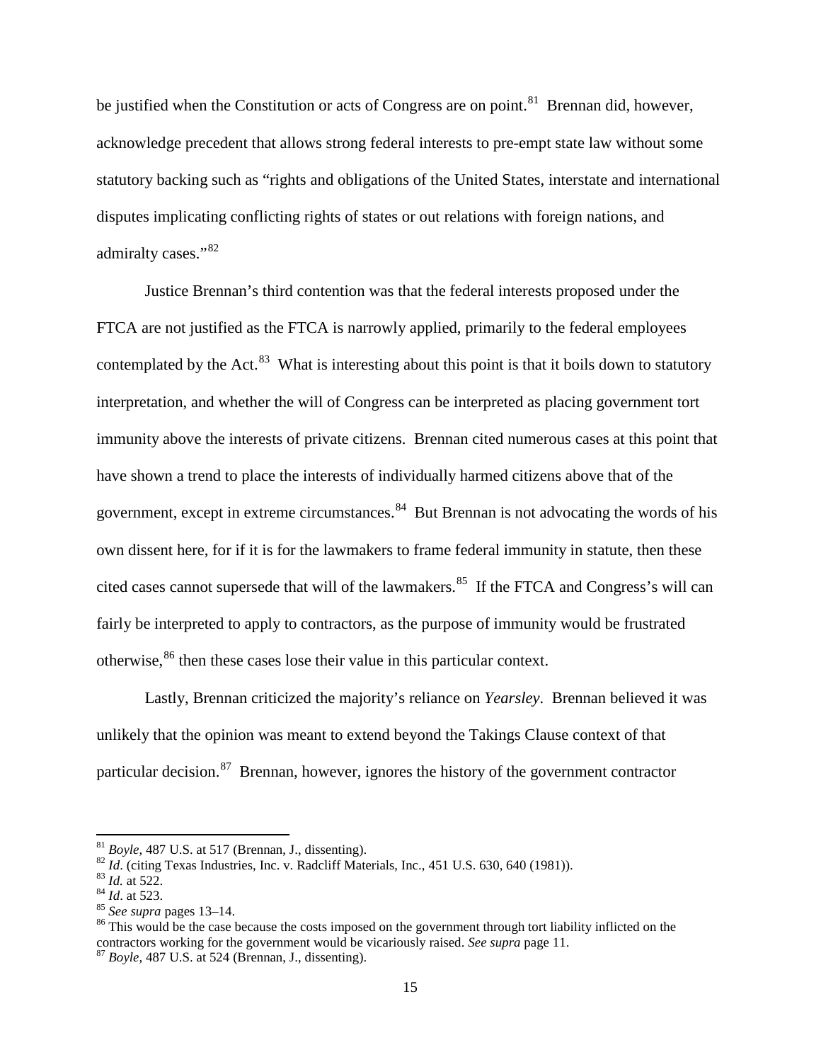be justified when the Constitution or acts of Congress are on point.[81] Brennan did, however, acknowledge precedent that allows strong federal interests to pre-empt state law without some statutory backing such as "rights and obligations of the United States, interstate and international disputes implicating conflicting rights of states or out relations with foreign nations, and admiralty cases."[82]

Justice Brennan's third contention was that the federal interests proposed under the FTCA are not justified as the FTCA is narrowly applied, primarily to the federal employees contemplated by the Act.[83] What is interesting about this point is that it boils down to statutory interpretation, and whether the will of Congress can be interpreted as placing government tort immunity above the interests of private citizens. Brennan cited numerous cases at this point that have shown a trend to place the interests of individually harmed citizens above that of the government, except in extreme circumstances.[84] But Brennan is not advocating the words of his own dissent here, for if it is for the lawmakers to frame federal immunity in statute, then these cited cases cannot supersede that will of the lawmakers.[85] If the FTCA and Congress's will can fairly be interpreted to apply to contractors, as the purpose of immunity would be frustrated otherwise,[86] then these cases lose their value in this particular context.

Lastly, Brennan criticized the majority's reliance on *Yearsley*. Brennan believed it was unlikely that the opinion was meant to extend beyond the Takings Clause context of that particular decision.[87] Brennan, however, ignores the history of the government contractor

---

[81] *Boyle*, 487 U.S. at 517 (Brennan, J., dissenting).
[82] *Id*. (citing Texas Industries, Inc. v. Radcliff Materials, Inc., 451 U.S. 630, 640 (1981)).
[83] *Id.* at 522.
[84] *Id*. at 523.
[85] *See supra* pages 13–14.
[86] This would be the case because the costs imposed on the government through tort liability inflicted on the contractors working for the government would be vicariously raised. *See supra* page 11.
[87] *Boyle*, 487 U.S. at 524 (Brennan, J., dissenting).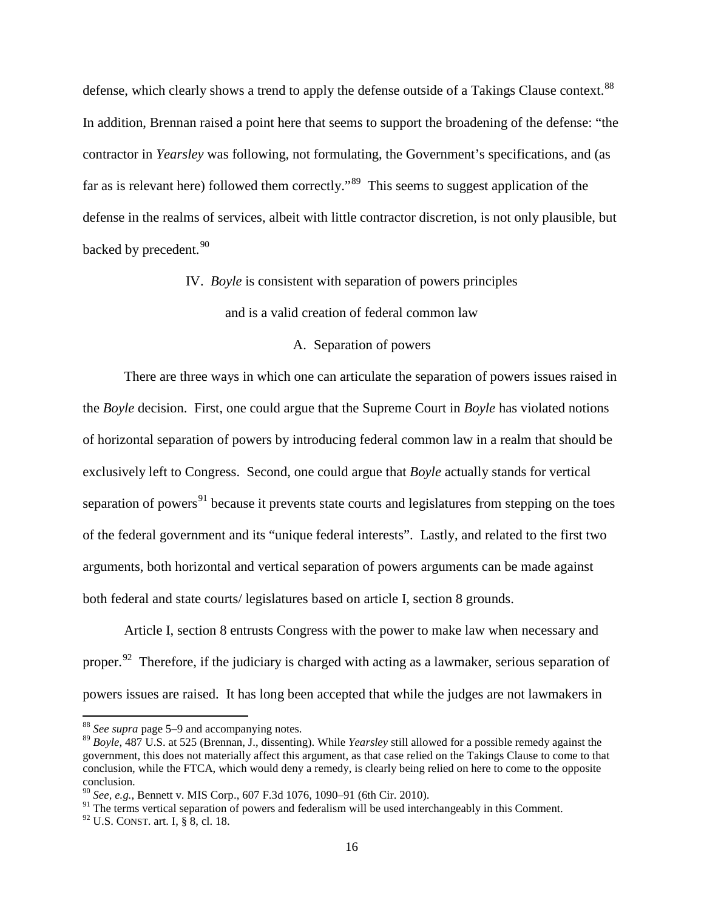defense, which clearly shows a trend to apply the defense outside of a Takings Clause context.[88] In addition, Brennan raised a point here that seems to support the broadening of the defense: "the contractor in *Yearsley* was following, not formulating, the Government's specifications, and (as far as is relevant here) followed them correctly."[89] This seems to suggest application of the defense in the realms of services, albeit with little contractor discretion, is not only plausible, but backed by precedent.[90]

## IV. *Boyle* is consistent with separation of powers principles and is a valid creation of federal common law

### A. Separation of powers

There are three ways in which one can articulate the separation of powers issues raised in the *Boyle* decision. First, one could argue that the Supreme Court in *Boyle* has violated notions of horizontal separation of powers by introducing federal common law in a realm that should be exclusively left to Congress. Second, one could argue that *Boyle* actually stands for vertical separation of powers[91] because it prevents state courts and legislatures from stepping on the toes of the federal government and its "unique federal interests". Lastly, and related to the first two arguments, both horizontal and vertical separation of powers arguments can be made against both federal and state courts/ legislatures based on article I, section 8 grounds.

Article I, section 8 entrusts Congress with the power to make law when necessary and proper.[92] Therefore, if the judiciary is charged with acting as a lawmaker, serious separation of powers issues are raised. It has long been accepted that while the judges are not lawmakers in

---

[88] *See supra* page 5–9 and accompanying notes.

[89] *Boyle*, 487 U.S. at 525 (Brennan, J., dissenting). While *Yearsley* still allowed for a possible remedy against the government, this does not materially affect this argument, as that case relied on the Takings Clause to come to that conclusion, while the FTCA, which would deny a remedy, is clearly being relied on here to come to the opposite conclusion.

[90] *See, e.g.*, Bennett v. MIS Corp., 607 F.3d 1076, 1090–91 (6th Cir. 2010).

[91] The terms vertical separation of powers and federalism will be used interchangeably in this Comment.

[92] U.S. CONST. art. I, § 8, cl. 18.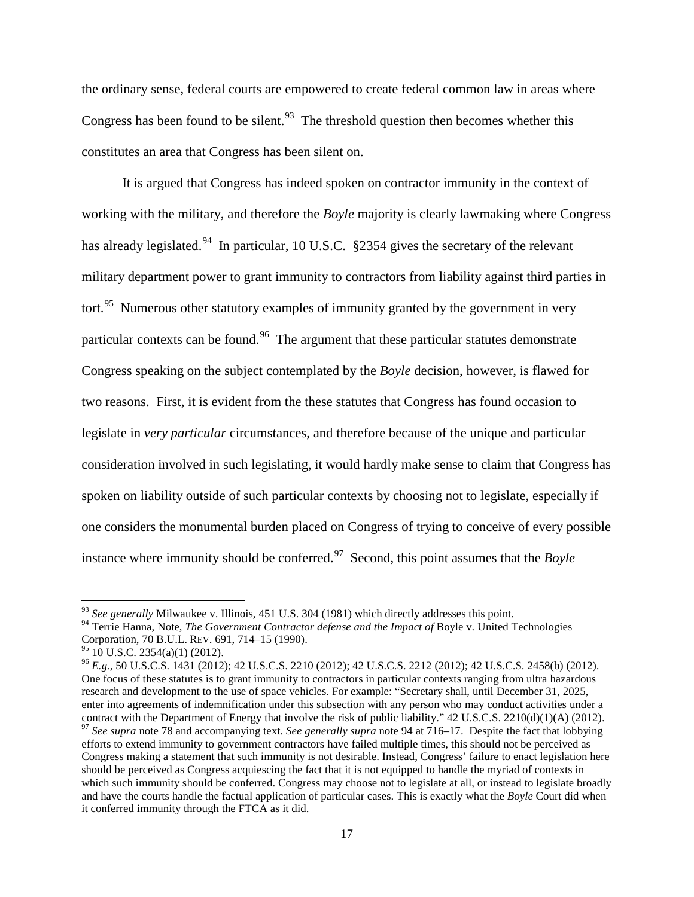the ordinary sense, federal courts are empowered to create federal common law in areas where Congress has been found to be silent.[93] The threshold question then becomes whether this constitutes an area that Congress has been silent on.

It is argued that Congress has indeed spoken on contractor immunity in the context of working with the military, and therefore the *Boyle* majority is clearly lawmaking where Congress has already legislated.[94] In particular, 10 U.S.C. §2354 gives the secretary of the relevant military department power to grant immunity to contractors from liability against third parties in tort.[95] Numerous other statutory examples of immunity granted by the government in very particular contexts can be found.[96] The argument that these particular statutes demonstrate Congress speaking on the subject contemplated by the *Boyle* decision, however, is flawed for two reasons. First, it is evident from the these statutes that Congress has found occasion to legislate in *very particular* circumstances, and therefore because of the unique and particular consideration involved in such legislating, it would hardly make sense to claim that Congress has spoken on liability outside of such particular contexts by choosing not to legislate, especially if one considers the monumental burden placed on Congress of trying to conceive of every possible instance where immunity should be conferred.[97] Second, this point assumes that the *Boyle*

---

[93] *See generally* Milwaukee v. Illinois, 451 U.S. 304 (1981) which directly addresses this point.

[94] Terrie Hanna, Note, *The Government Contractor defense and the Impact of* Boyle v. United Technologies Corporation, 70 B.U.L. REV. 691, 714–15 (1990).

[95] 10 U.S.C. 2354(a)(1) (2012).

[96] *E.g.*, 50 U.S.C.S. 1431 (2012); 42 U.S.C.S. 2210 (2012); 42 U.S.C.S. 2212 (2012); 42 U.S.C.S. 2458(b) (2012). One focus of these statutes is to grant immunity to contractors in particular contexts ranging from ultra hazardous research and development to the use of space vehicles. For example: "Secretary shall, until December 31, 2025, enter into agreements of indemnification under this subsection with any person who may conduct activities under a contract with the Department of Energy that involve the risk of public liability." 42 U.S.C.S. 2210(d)(1)(A) (2012).

[97] *See supra* note 78 and accompanying text. *See generally supra* note 94 at 716–17. Despite the fact that lobbying efforts to extend immunity to government contractors have failed multiple times, this should not be perceived as Congress making a statement that such immunity is not desirable. Instead, Congress' failure to enact legislation here should be perceived as Congress acquiescing the fact that it is not equipped to handle the myriad of contexts in which such immunity should be conferred. Congress may choose not to legislate at all, or instead to legislate broadly and have the courts handle the factual application of particular cases. This is exactly what the *Boyle* Court did when it conferred immunity through the FTCA as it did.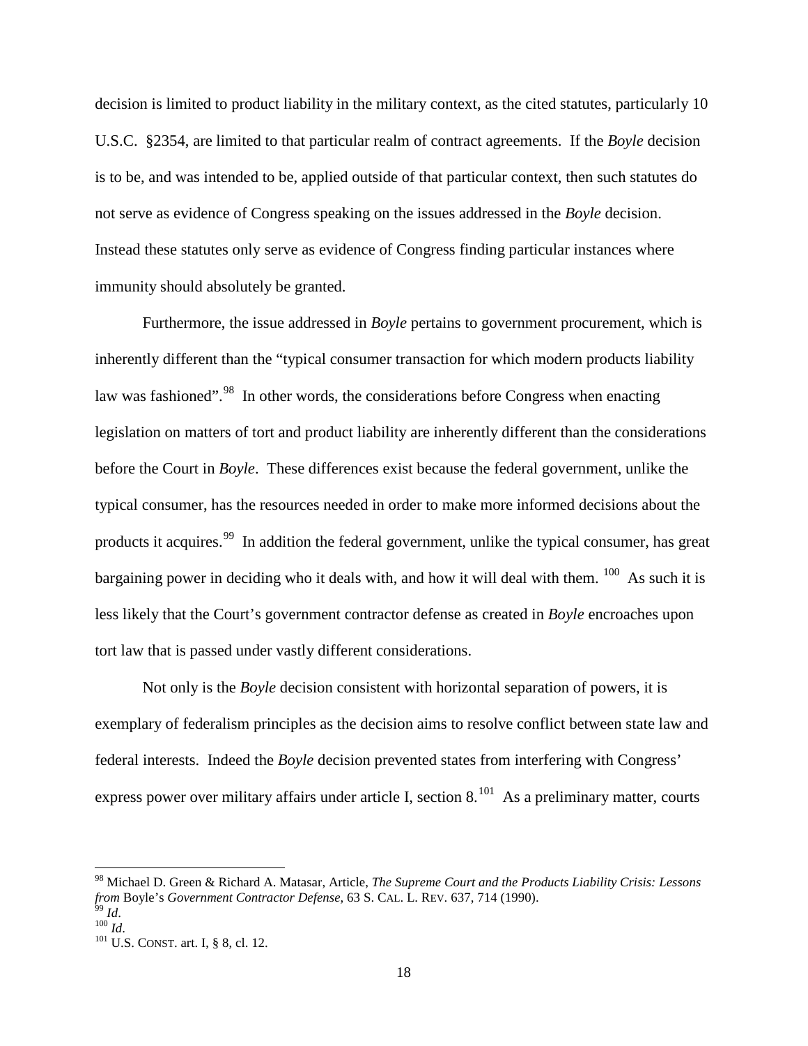decision is limited to product liability in the military context, as the cited statutes, particularly 10 U.S.C. §2354, are limited to that particular realm of contract agreements. If the *Boyle* decision is to be, and was intended to be, applied outside of that particular context, then such statutes do not serve as evidence of Congress speaking on the issues addressed in the *Boyle* decision. Instead these statutes only serve as evidence of Congress finding particular instances where immunity should absolutely be granted.

Furthermore, the issue addressed in *Boyle* pertains to government procurement, which is inherently different than the "typical consumer transaction for which modern products liability law was fashioned".[98] In other words, the considerations before Congress when enacting legislation on matters of tort and product liability are inherently different than the considerations before the Court in *Boyle*. These differences exist because the federal government, unlike the typical consumer, has the resources needed in order to make more informed decisions about the products it acquires.[99] In addition the federal government, unlike the typical consumer, has great bargaining power in deciding who it deals with, and how it will deal with them.[100] As such it is less likely that the Court's government contractor defense as created in *Boyle* encroaches upon tort law that is passed under vastly different considerations.

Not only is the *Boyle* decision consistent with horizontal separation of powers, it is exemplary of federalism principles as the decision aims to resolve conflict between state law and federal interests. Indeed the *Boyle* decision prevented states from interfering with Congress' express power over military affairs under article I, section 8.[101] As a preliminary matter, courts

---

[98] Michael D. Green & Richard A. Matasar, Article, *The Supreme Court and the Products Liability Crisis: Lessons from* Boyle's *Government Contractor Defense*, 63 S. CAL. L. REV. 637, 714 (1990).
[99] *Id*.
[100] *Id*.
[101] U.S. CONST. art. I, § 8, cl. 12.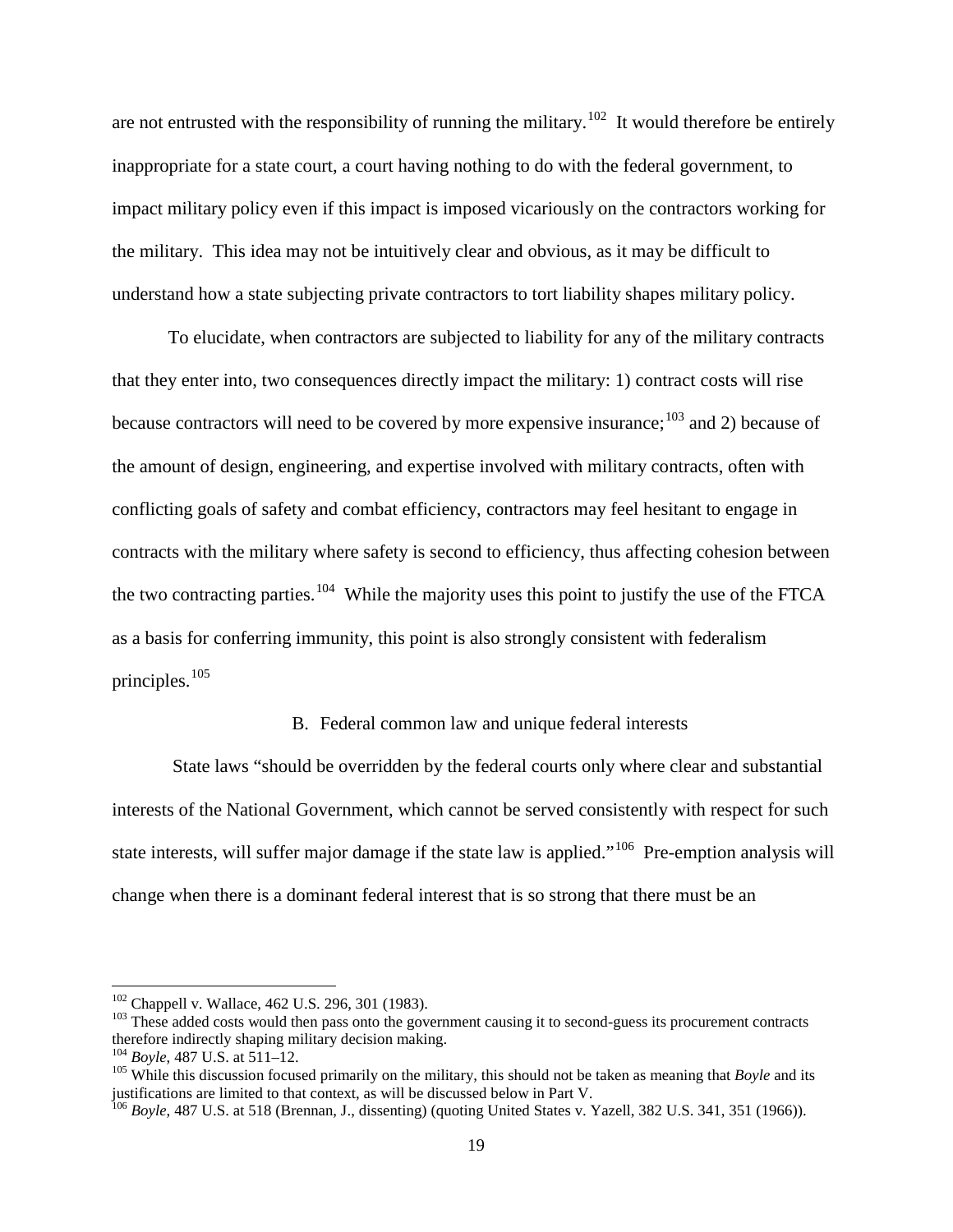are not entrusted with the responsibility of running the military.[102] It would therefore be entirely inappropriate for a state court, a court having nothing to do with the federal government, to impact military policy even if this impact is imposed vicariously on the contractors working for the military. This idea may not be intuitively clear and obvious, as it may be difficult to understand how a state subjecting private contractors to tort liability shapes military policy.

To elucidate, when contractors are subjected to liability for any of the military contracts that they enter into, two consequences directly impact the military: 1) contract costs will rise because contractors will need to be covered by more expensive insurance;[103] and 2) because of the amount of design, engineering, and expertise involved with military contracts, often with conflicting goals of safety and combat efficiency, contractors may feel hesitant to engage in contracts with the military where safety is second to efficiency, thus affecting cohesion between the two contracting parties.[104] While the majority uses this point to justify the use of the FTCA as a basis for conferring immunity, this point is also strongly consistent with federalism principles.[105]

### B. Federal common law and unique federal interests

State laws "should be overridden by the federal courts only where clear and substantial interests of the National Government, which cannot be served consistently with respect for such state interests, will suffer major damage if the state law is applied."[106] Pre-emption analysis will change when there is a dominant federal interest that is so strong that there must be an

---

[102] Chappell v. Wallace, 462 U.S. 296, 301 (1983).

[103] These added costs would then pass onto the government causing it to second-guess its procurement contracts therefore indirectly shaping military decision making.

[104] *Boyle*, 487 U.S. at 511–12.

[105] While this discussion focused primarily on the military, this should not be taken as meaning that *Boyle* and its justifications are limited to that context, as will be discussed below in Part V.

[106] *Boyle*, 487 U.S. at 518 (Brennan, J., dissenting) (quoting United States v. Yazell, 382 U.S. 341, 351 (1966)).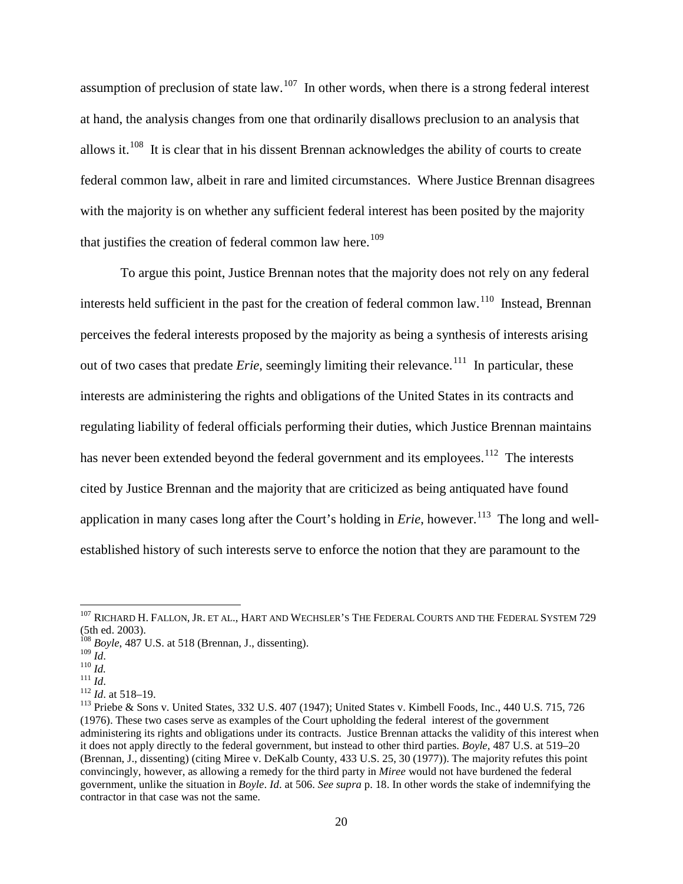assumption of preclusion of state law.[107] In other words, when there is a strong federal interest at hand, the analysis changes from one that ordinarily disallows preclusion to an analysis that allows it.[108] It is clear that in his dissent Brennan acknowledges the ability of courts to create federal common law, albeit in rare and limited circumstances. Where Justice Brennan disagrees with the majority is on whether any sufficient federal interest has been posited by the majority that justifies the creation of federal common law here.[109]

To argue this point, Justice Brennan notes that the majority does not rely on any federal interests held sufficient in the past for the creation of federal common law.[110] Instead, Brennan perceives the federal interests proposed by the majority as being a synthesis of interests arising out of two cases that predate *Erie*, seemingly limiting their relevance.[111] In particular, these interests are administering the rights and obligations of the United States in its contracts and regulating liability of federal officials performing their duties, which Justice Brennan maintains has never been extended beyond the federal government and its employees.[112] The interests cited by Justice Brennan and the majority that are criticized as being antiquated have found application in many cases long after the Court's holding in *Erie*, however.[113] The long and well-established history of such interests serve to enforce the notion that they are paramount to the

---

[107] RICHARD H. FALLON, JR. ET AL., HART AND WECHSLER'S THE FEDERAL COURTS AND THE FEDERAL SYSTEM 729 (5th ed. 2003).

[108] *Boyle*, 487 U.S. at 518 (Brennan, J., dissenting).

[109] *Id*.

[110] *Id.*

[111] *Id*.

[112] *Id*. at 518–19.

[113] Priebe & Sons v. United States, 332 U.S. 407 (1947); United States v. Kimbell Foods, Inc., 440 U.S. 715, 726 (1976). These two cases serve as examples of the Court upholding the federal interest of the government administering its rights and obligations under its contracts. Justice Brennan attacks the validity of this interest when it does not apply directly to the federal government, but instead to other third parties. *Boyle*, 487 U.S. at 519–20 (Brennan, J., dissenting) (citing Miree v. DeKalb County, 433 U.S. 25, 30 (1977)). The majority refutes this point convincingly, however, as allowing a remedy for the third party in *Miree* would not have burdened the federal government, unlike the situation in *Boyle*. *Id.* at 506. *See supra* p. 18. In other words the stake of indemnifying the contractor in that case was not the same.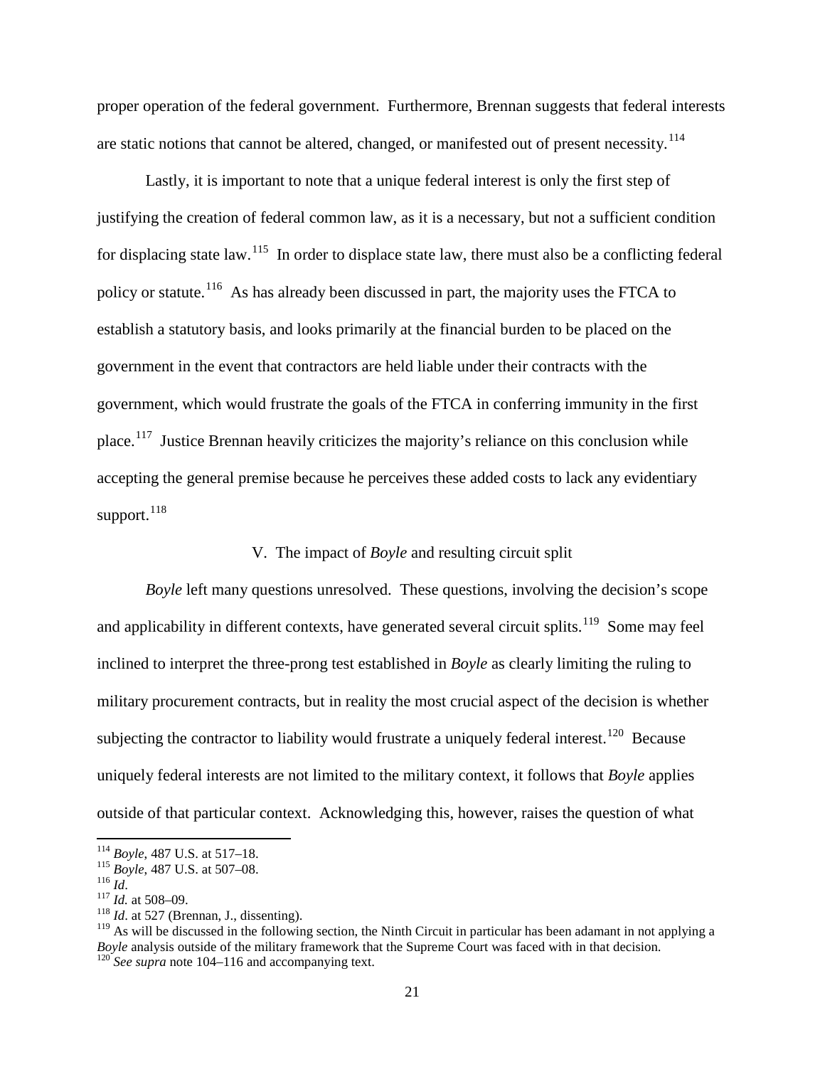proper operation of the federal government. Furthermore, Brennan suggests that federal interests are static notions that cannot be altered, changed, or manifested out of present necessity.[114]

Lastly, it is important to note that a unique federal interest is only the first step of justifying the creation of federal common law, as it is a necessary, but not a sufficient condition for displacing state law.[115] In order to displace state law, there must also be a conflicting federal policy or statute.[116] As has already been discussed in part, the majority uses the FTCA to establish a statutory basis, and looks primarily at the financial burden to be placed on the government in the event that contractors are held liable under their contracts with the government, which would frustrate the goals of the FTCA in conferring immunity in the first place.[117] Justice Brennan heavily criticizes the majority's reliance on this conclusion while accepting the general premise because he perceives these added costs to lack any evidentiary support.[118]

## V. The impact of *Boyle* and resulting circuit split

*Boyle* left many questions unresolved. These questions, involving the decision's scope and applicability in different contexts, have generated several circuit splits.[119] Some may feel inclined to interpret the three-prong test established in *Boyle* as clearly limiting the ruling to military procurement contracts, but in reality the most crucial aspect of the decision is whether subjecting the contractor to liability would frustrate a uniquely federal interest.[120] Because uniquely federal interests are not limited to the military context, it follows that *Boyle* applies outside of that particular context. Acknowledging this, however, raises the question of what

---

[114] *Boyle*, 487 U.S. at 517–18.

[115] *Boyle*, 487 U.S. at 507–08.

[116] *Id*.

[117] *Id.* at 508–09.

[118] *Id*. at 527 (Brennan, J., dissenting).

[119] As will be discussed in the following section, the Ninth Circuit in particular has been adamant in not applying a *Boyle* analysis outside of the military framework that the Supreme Court was faced with in that decision.

[120] *See supra* note 104–116 and accompanying text.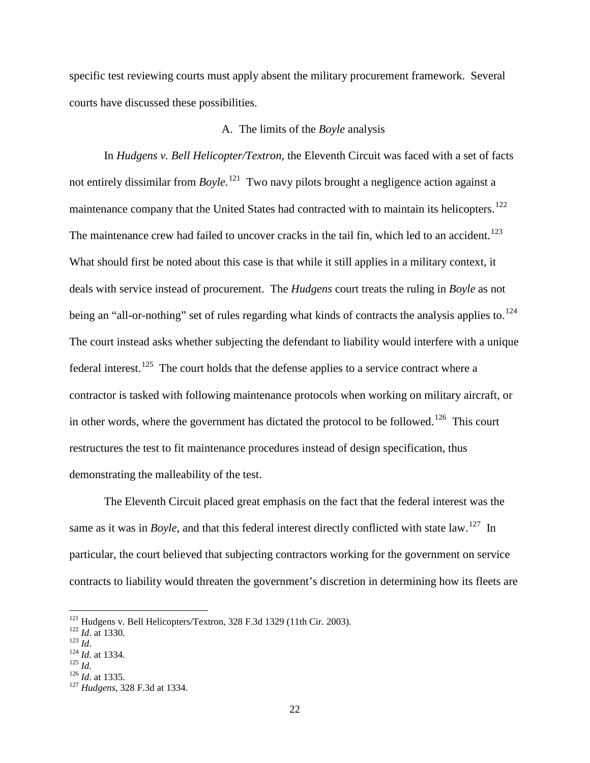specific test reviewing courts must apply absent the military procurement framework. Several courts have discussed these possibilities.

### A. The limits of the *Boyle* analysis

In *Hudgens v. Bell Helicopter/Textron*, the Eleventh Circuit was faced with a set of facts not entirely dissimilar from *Boyle*.[121] Two navy pilots brought a negligence action against a maintenance company that the United States had contracted with to maintain its helicopters.[122] The maintenance crew had failed to uncover cracks in the tail fin, which led to an accident.[123] What should first be noted about this case is that while it still applies in a military context, it deals with service instead of procurement. The *Hudgens* court treats the ruling in *Boyle* as not being an "all-or-nothing" set of rules regarding what kinds of contracts the analysis applies to.[124] The court instead asks whether subjecting the defendant to liability would interfere with a unique federal interest.[125] The court holds that the defense applies to a service contract where a contractor is tasked with following maintenance protocols when working on military aircraft, or in other words, where the government has dictated the protocol to be followed.[126] This court restructures the test to fit maintenance procedures instead of design specification, thus demonstrating the malleability of the test.

The Eleventh Circuit placed great emphasis on the fact that the federal interest was the same as it was in *Boyle*, and that this federal interest directly conflicted with state law.[127] In particular, the court believed that subjecting contractors working for the government on service contracts to liability would threaten the government's discretion in determining how its fleets are

---

[121] Hudgens v. Bell Helicopters/Textron, 328 F.3d 1329 (11th Cir. 2003).
[122] *Id*. at 1330.
[123] *Id*.
[124] *Id.* at 1334.
[125] *Id.*
[126] *Id*. at 1335.
[127] *Hudgens*, 328 F.3d at 1334.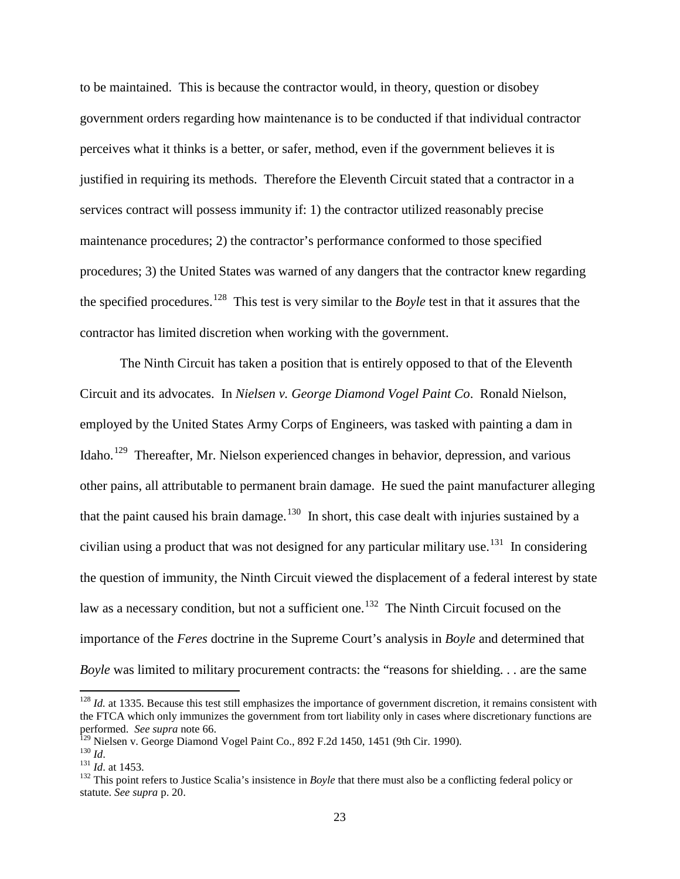to be maintained. This is because the contractor would, in theory, question or disobey government orders regarding how maintenance is to be conducted if that individual contractor perceives what it thinks is a better, or safer, method, even if the government believes it is justified in requiring its methods. Therefore the Eleventh Circuit stated that a contractor in a services contract will possess immunity if: 1) the contractor utilized reasonably precise maintenance procedures; 2) the contractor's performance conformed to those specified procedures; 3) the United States was warned of any dangers that the contractor knew regarding the specified procedures.[128] This test is very similar to the *Boyle* test in that it assures that the contractor has limited discretion when working with the government.

The Ninth Circuit has taken a position that is entirely opposed to that of the Eleventh Circuit and its advocates. In *Nielsen v. George Diamond Vogel Paint Co*. Ronald Nielson, employed by the United States Army Corps of Engineers, was tasked with painting a dam in Idaho.[129] Thereafter, Mr. Nielson experienced changes in behavior, depression, and various other pains, all attributable to permanent brain damage. He sued the paint manufacturer alleging that the paint caused his brain damage.[130] In short, this case dealt with injuries sustained by a civilian using a product that was not designed for any particular military use.[131] In considering the question of immunity, the Ninth Circuit viewed the displacement of a federal interest by state law as a necessary condition, but not a sufficient one.[132] The Ninth Circuit focused on the importance of the *Feres* doctrine in the Supreme Court's analysis in *Boyle* and determined that *Boyle* was limited to military procurement contracts: the "reasons for shielding. . . are the same

---

[128] *Id.* at 1335. Because this test still emphasizes the importance of government discretion, it remains consistent with the FTCA which only immunizes the government from tort liability only in cases where discretionary functions are performed. *See supra* note 66.

[129] Nielsen v. George Diamond Vogel Paint Co., 892 F.2d 1450, 1451 (9th Cir. 1990).

[130] *Id*.

[131] *Id*. at 1453.

[132] This point refers to Justice Scalia's insistence in *Boyle* that there must also be a conflicting federal policy or statute. *See supra* p. 20.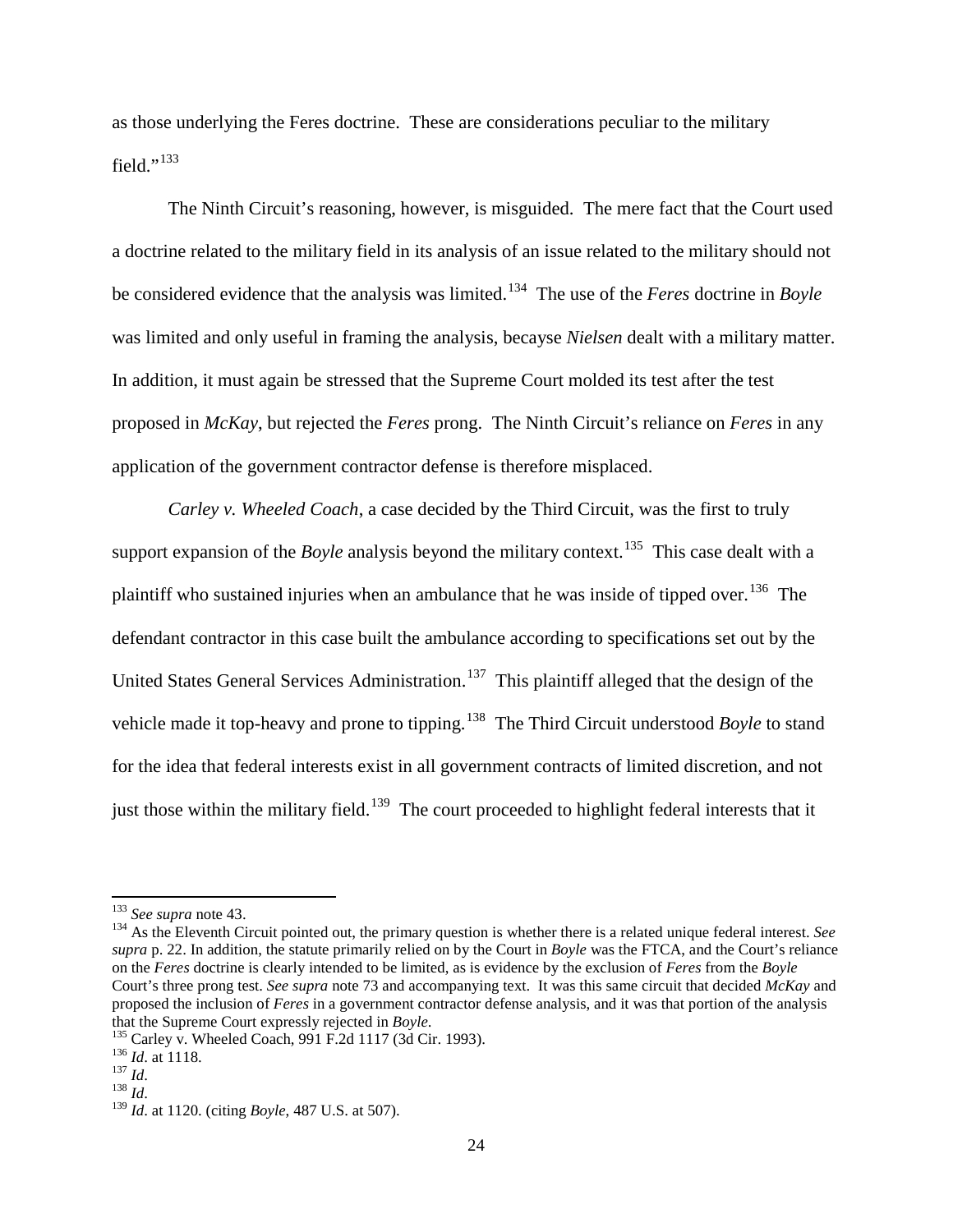as those underlying the Feres doctrine. These are considerations peculiar to the military field."[133]

The Ninth Circuit's reasoning, however, is misguided. The mere fact that the Court used a doctrine related to the military field in its analysis of an issue related to the military should not be considered evidence that the analysis was limited.[134] The use of the *Feres* doctrine in *Boyle* was limited and only useful in framing the analysis, becayse *Nielsen* dealt with a military matter. In addition, it must again be stressed that the Supreme Court molded its test after the test proposed in *McKay*, but rejected the *Feres* prong. The Ninth Circuit's reliance on *Feres* in any application of the government contractor defense is therefore misplaced.

*Carley v. Wheeled Coach*, a case decided by the Third Circuit, was the first to truly support expansion of the *Boyle* analysis beyond the military context.[135] This case dealt with a plaintiff who sustained injuries when an ambulance that he was inside of tipped over.[136] The defendant contractor in this case built the ambulance according to specifications set out by the United States General Services Administration.[137] This plaintiff alleged that the design of the vehicle made it top-heavy and prone to tipping.[138] The Third Circuit understood *Boyle* to stand for the idea that federal interests exist in all government contracts of limited discretion, and not just those within the military field.[139] The court proceeded to highlight federal interests that it

---

[133] *See supra* note 43.

[134] As the Eleventh Circuit pointed out, the primary question is whether there is a related unique federal interest. *See supra* p. 22. In addition, the statute primarily relied on by the Court in *Boyle* was the FTCA, and the Court's reliance on the *Feres* doctrine is clearly intended to be limited, as is evidence by the exclusion of *Feres* from the *Boyle* Court's three prong test. *See supra* note 73 and accompanying text. It was this same circuit that decided *McKay* and proposed the inclusion of *Feres* in a government contractor defense analysis, and it was that portion of the analysis that the Supreme Court expressly rejected in *Boyle*.

[135] Carley v. Wheeled Coach, 991 F.2d 1117 (3d Cir. 1993).

[136] *Id*. at 1118.

[137] *Id*.

[138] *Id*.

[139] *Id*. at 1120. (citing *Boyle*, 487 U.S. at 507).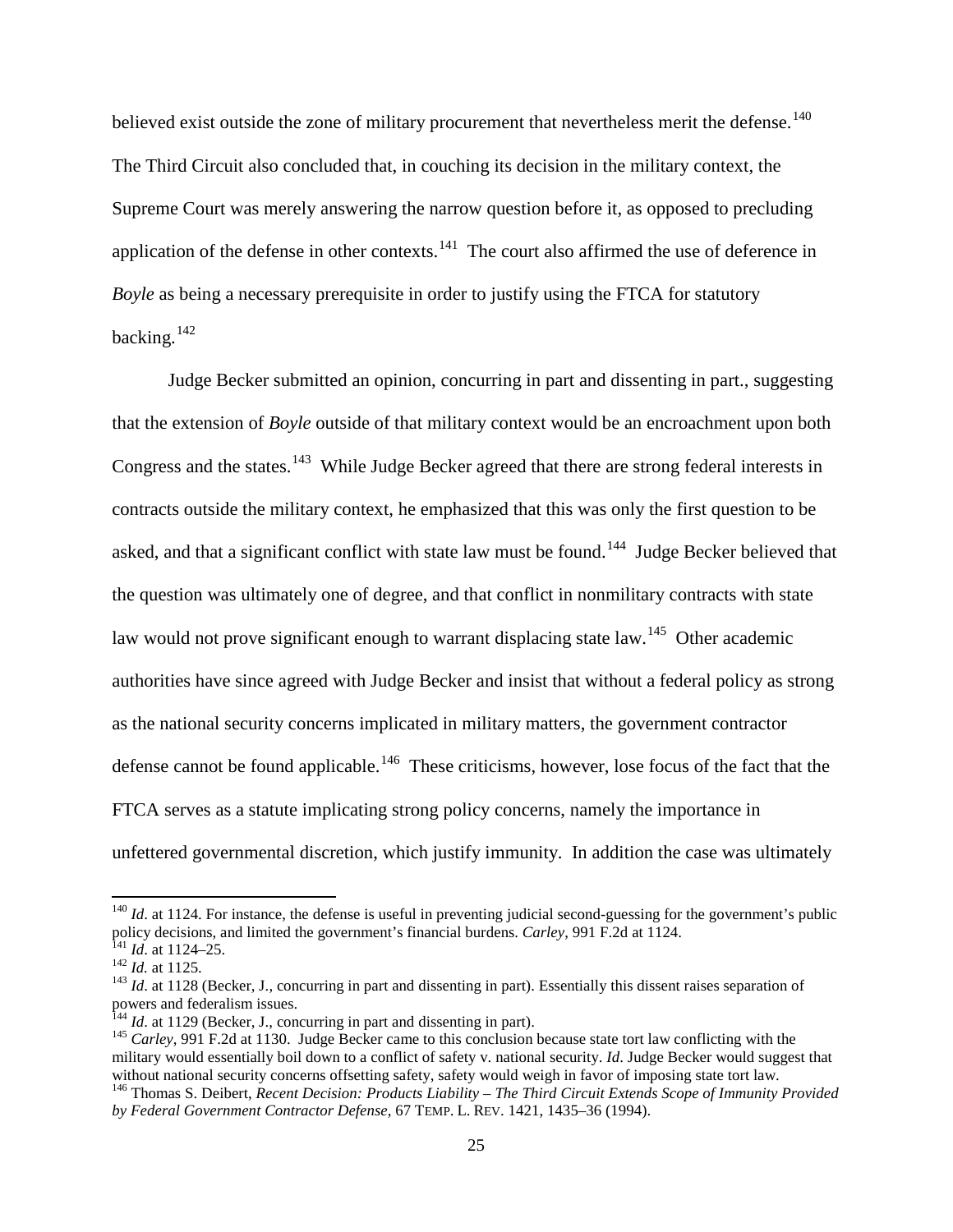believed exist outside the zone of military procurement that nevertheless merit the defense.[140] The Third Circuit also concluded that, in couching its decision in the military context, the Supreme Court was merely answering the narrow question before it, as opposed to precluding application of the defense in other contexts.[141] The court also affirmed the use of deference in *Boyle* as being a necessary prerequisite in order to justify using the FTCA for statutory backing.[142]

Judge Becker submitted an opinion, concurring in part and dissenting in part., suggesting that the extension of *Boyle* outside of that military context would be an encroachment upon both Congress and the states.[143] While Judge Becker agreed that there are strong federal interests in contracts outside the military context, he emphasized that this was only the first question to be asked, and that a significant conflict with state law must be found.[144] Judge Becker believed that the question was ultimately one of degree, and that conflict in nonmilitary contracts with state law would not prove significant enough to warrant displacing state law.[145] Other academic authorities have since agreed with Judge Becker and insist that without a federal policy as strong as the national security concerns implicated in military matters, the government contractor defense cannot be found applicable.[146] These criticisms, however, lose focus of the fact that the FTCA serves as a statute implicating strong policy concerns, namely the importance in unfettered governmental discretion, which justify immunity. In addition the case was ultimately

---

[140] *Id*. at 1124. For instance, the defense is useful in preventing judicial second-guessing for the government's public policy decisions, and limited the government's financial burdens. *Carley*, 991 F.2d at 1124.

[141] *Id*. at 1124–25.

[142] *Id.* at 1125.

[143] *Id*. at 1128 (Becker, J., concurring in part and dissenting in part). Essentially this dissent raises separation of powers and federalism issues.

[144] *Id*. at 1129 (Becker, J., concurring in part and dissenting in part).

[145] *Carley*, 991 F.2d at 1130. Judge Becker came to this conclusion because state tort law conflicting with the military would essentially boil down to a conflict of safety v. national security. *Id*. Judge Becker would suggest that without national security concerns offsetting safety, safety would weigh in favor of imposing state tort law.

[146] Thomas S. Deibert, *Recent Decision: Products Liability – The Third Circuit Extends Scope of Immunity Provided by Federal Government Contractor Defense*, 67 TEMP. L. REV. 1421, 1435–36 (1994).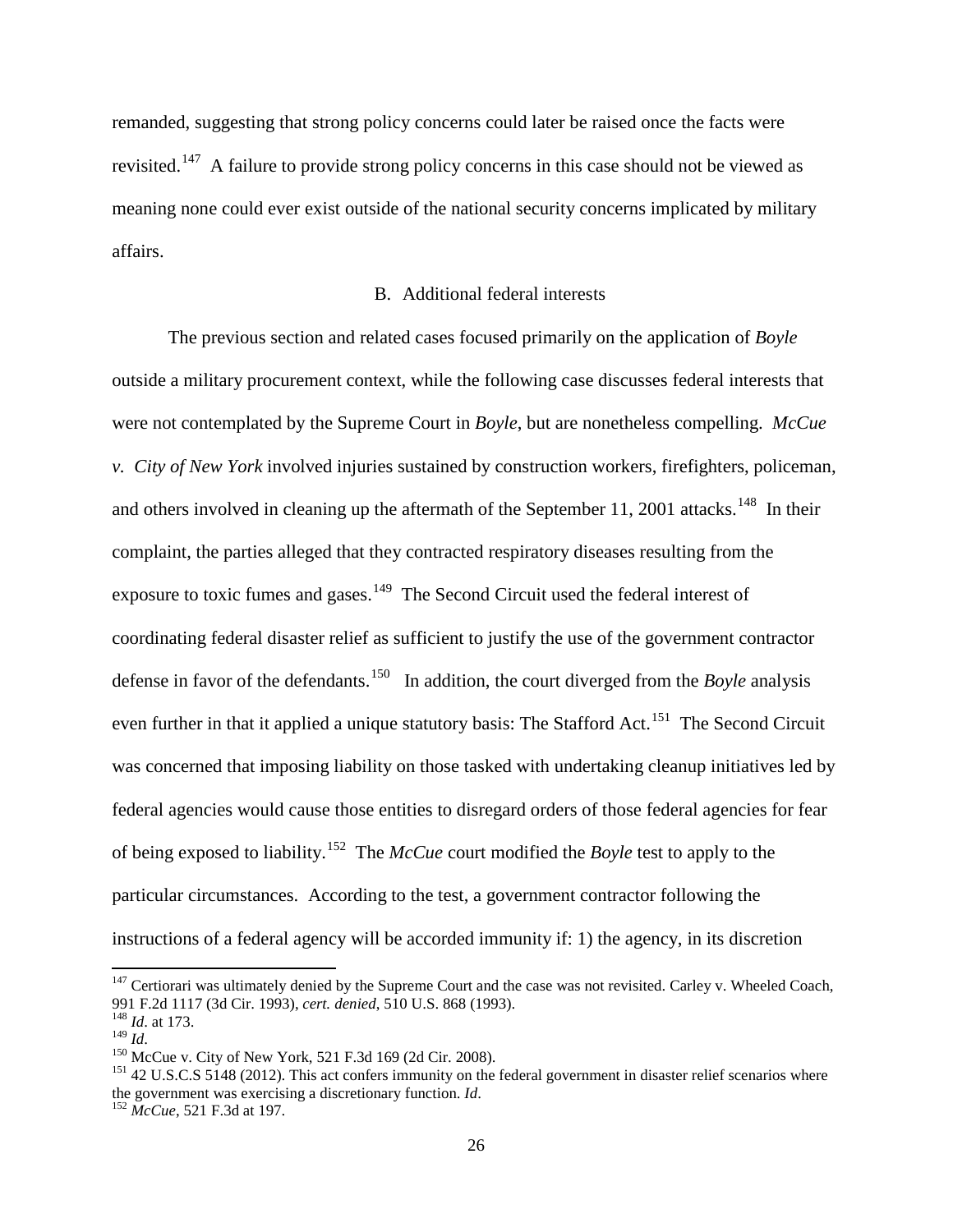remanded, suggesting that strong policy concerns could later be raised once the facts were revisited.[147] A failure to provide strong policy concerns in this case should not be viewed as meaning none could ever exist outside of the national security concerns implicated by military affairs.

### B. Additional federal interests

The previous section and related cases focused primarily on the application of *Boyle* outside a military procurement context, while the following case discusses federal interests that were not contemplated by the Supreme Court in *Boyle*, but are nonetheless compelling. *McCue v. City of New York* involved injuries sustained by construction workers, firefighters, policeman, and others involved in cleaning up the aftermath of the September 11, 2001 attacks.[148] In their complaint, the parties alleged that they contracted respiratory diseases resulting from the exposure to toxic fumes and gases.[149] The Second Circuit used the federal interest of coordinating federal disaster relief as sufficient to justify the use of the government contractor defense in favor of the defendants.[150] In addition, the court diverged from the *Boyle* analysis even further in that it applied a unique statutory basis: The Stafford Act.[151] The Second Circuit was concerned that imposing liability on those tasked with undertaking cleanup initiatives led by federal agencies would cause those entities to disregard orders of those federal agencies for fear of being exposed to liability.[152] The *McCue* court modified the *Boyle* test to apply to the particular circumstances. According to the test, a government contractor following the instructions of a federal agency will be accorded immunity if: 1) the agency, in its discretion

---

[147] Certiorari was ultimately denied by the Supreme Court and the case was not revisited. Carley v. Wheeled Coach, 991 F.2d 1117 (3d Cir. 1993), *cert. denied*, 510 U.S. 868 (1993).

[148] *Id*. at 173.

[149] *Id*.

[150] McCue v. City of New York, 521 F.3d 169 (2d Cir. 2008).

[151] 42 U.S.C.S 5148 (2012). This act confers immunity on the federal government in disaster relief scenarios where the government was exercising a discretionary function. *Id*.

[152] *McCue*, 521 F.3d at 197.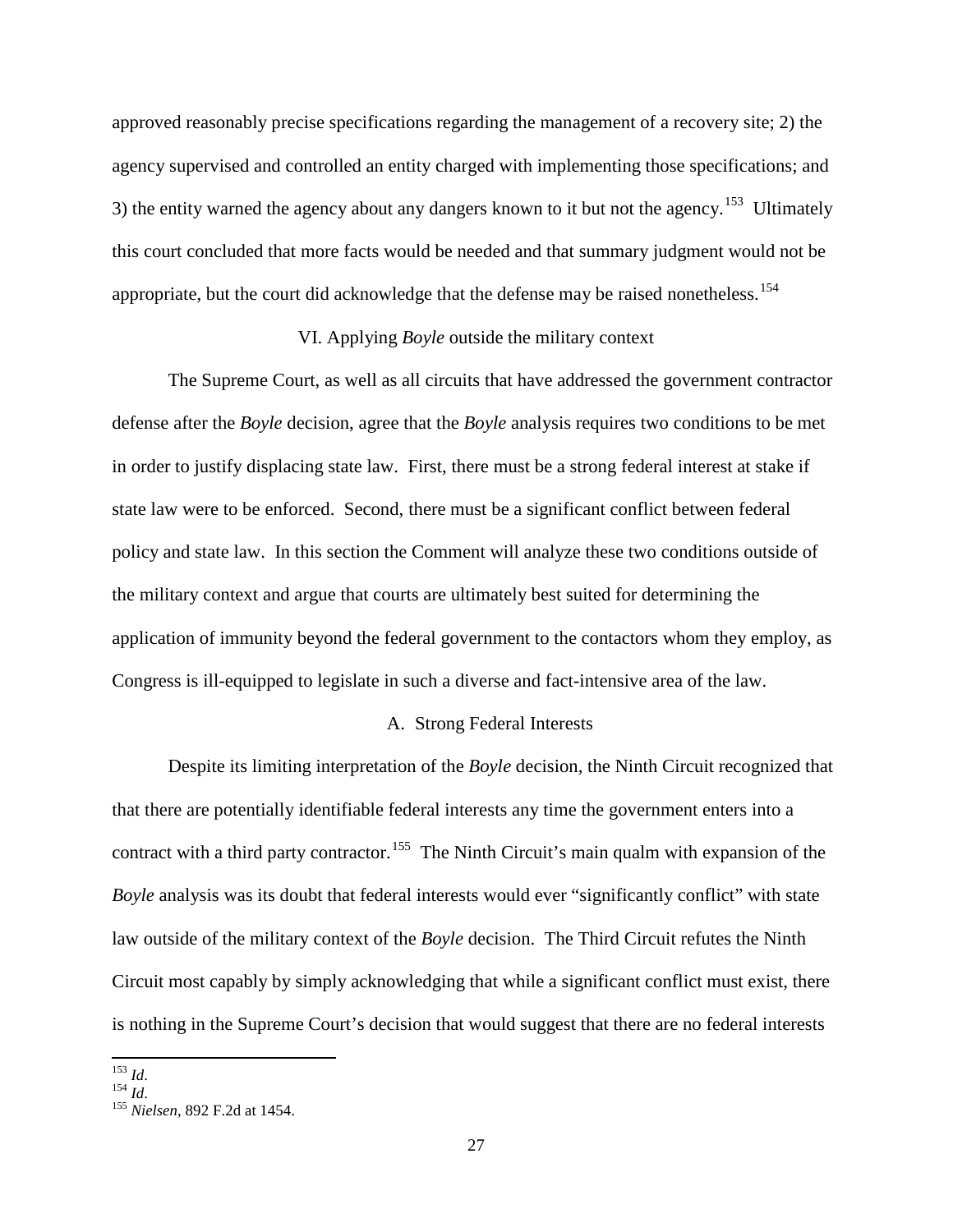approved reasonably precise specifications regarding the management of a recovery site; 2) the agency supervised and controlled an entity charged with implementing those specifications; and 3) the entity warned the agency about any dangers known to it but not the agency.[153] Ultimately this court concluded that more facts would be needed and that summary judgment would not be appropriate, but the court did acknowledge that the defense may be raised nonetheless.[154]

## VI. Applying *Boyle* outside the military context

The Supreme Court, as well as all circuits that have addressed the government contractor defense after the *Boyle* decision, agree that the *Boyle* analysis requires two conditions to be met in order to justify displacing state law. First, there must be a strong federal interest at stake if state law were to be enforced. Second, there must be a significant conflict between federal policy and state law. In this section the Comment will analyze these two conditions outside of the military context and argue that courts are ultimately best suited for determining the application of immunity beyond the federal government to the contactors whom they employ, as Congress is ill-equipped to legislate in such a diverse and fact-intensive area of the law.

### A. Strong Federal Interests

Despite its limiting interpretation of the *Boyle* decision, the Ninth Circuit recognized that that there are potentially identifiable federal interests any time the government enters into a contract with a third party contractor.[155] The Ninth Circuit's main qualm with expansion of the *Boyle* analysis was its doubt that federal interests would ever "significantly conflict" with state law outside of the military context of the *Boyle* decision. The Third Circuit refutes the Ninth Circuit most capably by simply acknowledging that while a significant conflict must exist, there is nothing in the Supreme Court's decision that would suggest that there are no federal interests

---

[153] *Id*.

[154] *Id*.

[155] *Nielsen*, 892 F.2d at 1454.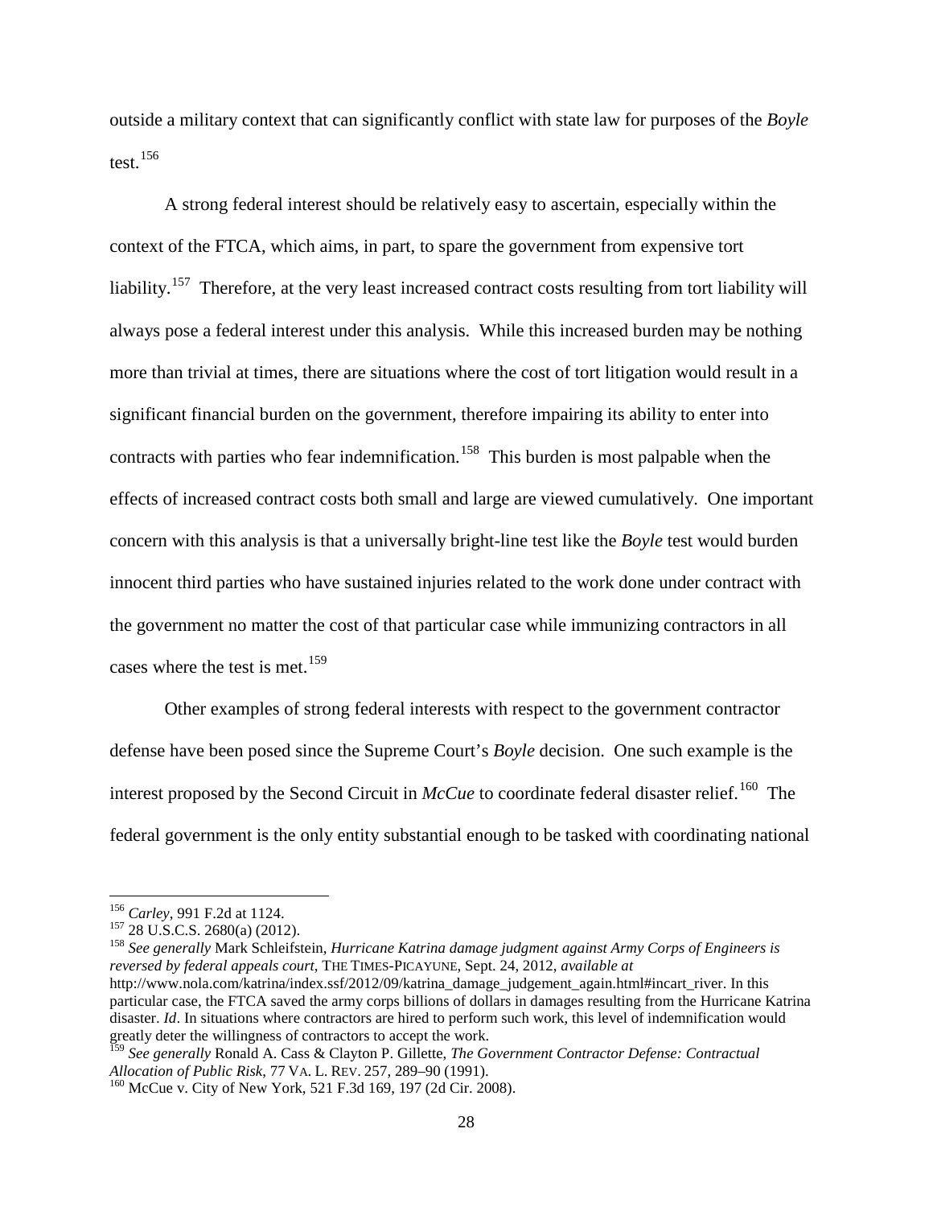outside a military context that can significantly conflict with state law for purposes of the *Boyle* test.[156]

A strong federal interest should be relatively easy to ascertain, especially within the context of the FTCA, which aims, in part, to spare the government from expensive tort liability.[157] Therefore, at the very least increased contract costs resulting from tort liability will always pose a federal interest under this analysis. While this increased burden may be nothing more than trivial at times, there are situations where the cost of tort litigation would result in a significant financial burden on the government, therefore impairing its ability to enter into contracts with parties who fear indemnification.[158] This burden is most palpable when the effects of increased contract costs both small and large are viewed cumulatively. One important concern with this analysis is that a universally bright-line test like the *Boyle* test would burden innocent third parties who have sustained injuries related to the work done under contract with the government no matter the cost of that particular case while immunizing contractors in all cases where the test is met.[159]

Other examples of strong federal interests with respect to the government contractor defense have been posed since the Supreme Court's *Boyle* decision. One such example is the interest proposed by the Second Circuit in *McCue* to coordinate federal disaster relief.[160] The federal government is the only entity substantial enough to be tasked with coordinating national

---

[156] *Carley*, 991 F.2d at 1124.

[157] 28 U.S.C.S. 2680(a) (2012).

[158] *See generally* Mark Schleifstein, *Hurricane Katrina damage judgment against Army Corps of Engineers is reversed by federal appeals court*, THE TIMES-PICAYUNE, Sept. 24, 2012, *available at* http://www.nola.com/katrina/index.ssf/2012/09/katrina_damage_judgement_again.html#incart_river. In this particular case, the FTCA saved the army corps billions of dollars in damages resulting from the Hurricane Katrina disaster. *Id*. In situations where contractors are hired to perform such work, this level of indemnification would greatly deter the willingness of contractors to accept the work.

[159] *See generally* Ronald A. Cass & Clayton P. Gillette, *The Government Contractor Defense: Contractual Allocation of Public Risk*, 77 VA. L. REV. 257, 289–90 (1991).

[160] McCue v. City of New York, 521 F.3d 169, 197 (2d Cir. 2008).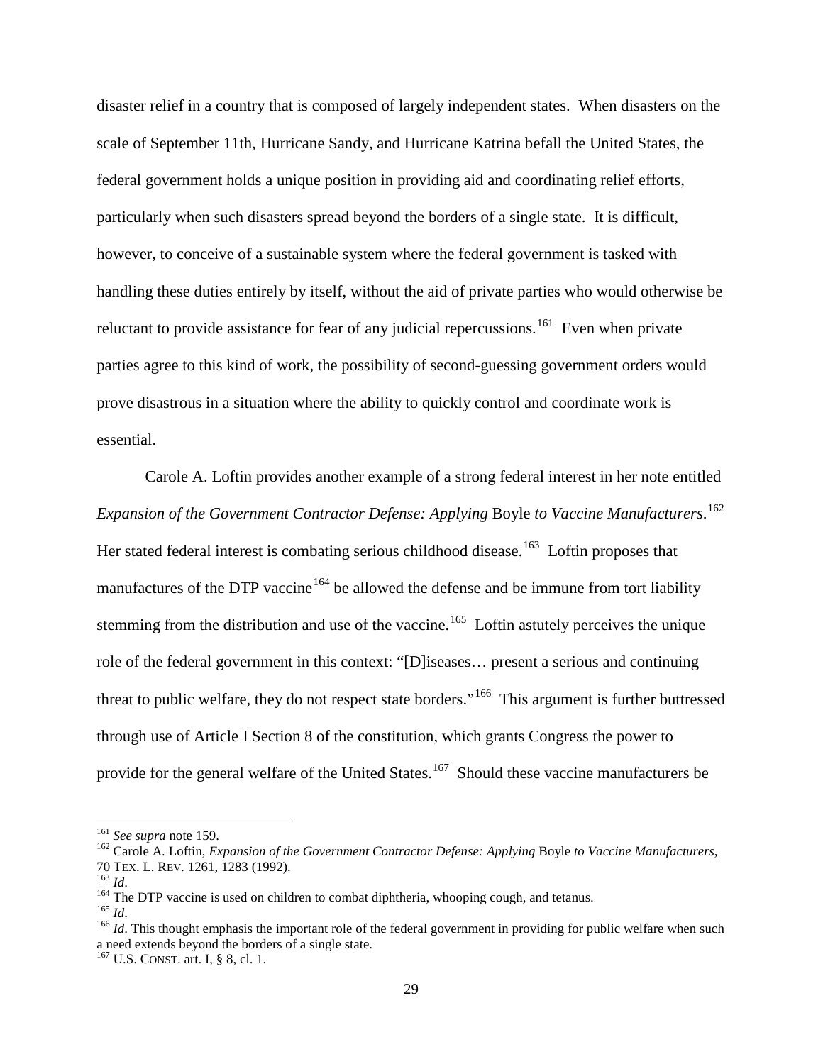disaster relief in a country that is composed of largely independent states. When disasters on the scale of September 11th, Hurricane Sandy, and Hurricane Katrina befall the United States, the federal government holds a unique position in providing aid and coordinating relief efforts, particularly when such disasters spread beyond the borders of a single state. It is difficult, however, to conceive of a sustainable system where the federal government is tasked with handling these duties entirely by itself, without the aid of private parties who would otherwise be reluctant to provide assistance for fear of any judicial repercussions.[161] Even when private parties agree to this kind of work, the possibility of second-guessing government orders would prove disastrous in a situation where the ability to quickly control and coordinate work is essential.

Carole A. Loftin provides another example of a strong federal interest in her note entitled *Expansion of the Government Contractor Defense: Applying* Boyle *to Vaccine Manufacturers*.[162] Her stated federal interest is combating serious childhood disease.[163] Loftin proposes that manufactures of the DTP vaccine[164] be allowed the defense and be immune from tort liability stemming from the distribution and use of the vaccine.[165] Loftin astutely perceives the unique role of the federal government in this context: "[D]iseases… present a serious and continuing threat to public welfare, they do not respect state borders."[166] This argument is further buttressed through use of Article I Section 8 of the constitution, which grants Congress the power to provide for the general welfare of the United States.[167] Should these vaccine manufacturers be

---

[161] *See supra* note 159.

[162] Carole A. Loftin, *Expansion of the Government Contractor Defense: Applying* Boyle *to Vaccine Manufacturers*, 70 TEX. L. REV. 1261, 1283 (1992).

[163] *Id*.

[164] The DTP vaccine is used on children to combat diphtheria, whooping cough, and tetanus.

[165] *Id*.

[166] *Id*. This thought emphasis the important role of the federal government in providing for public welfare when such a need extends beyond the borders of a single state.

[167] U.S. CONST. art. I, § 8, cl. 1.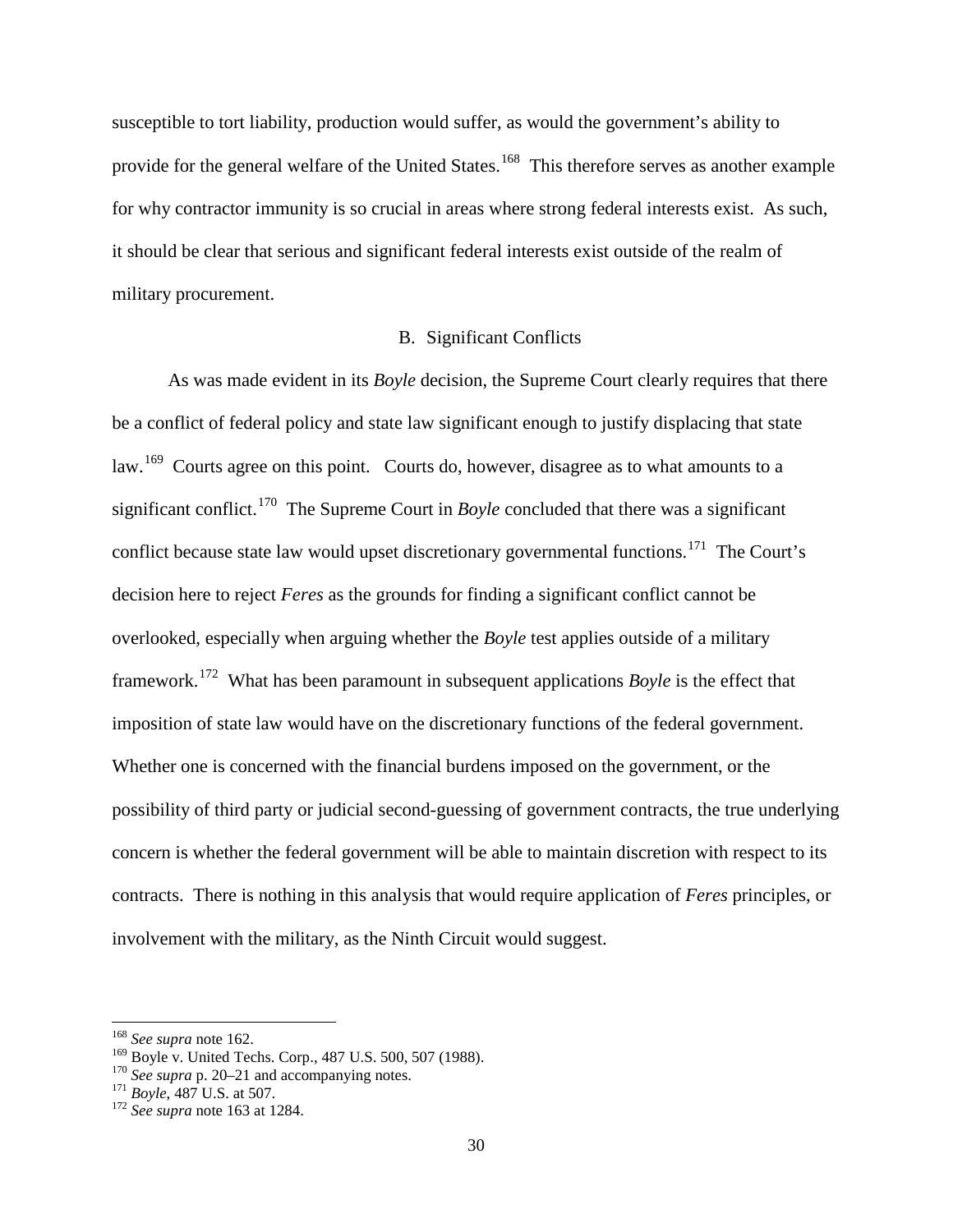susceptible to tort liability, production would suffer, as would the government's ability to provide for the general welfare of the United States.[168] This therefore serves as another example for why contractor immunity is so crucial in areas where strong federal interests exist. As such, it should be clear that serious and significant federal interests exist outside of the realm of military procurement.

### B. Significant Conflicts

As was made evident in its *Boyle* decision, the Supreme Court clearly requires that there be a conflict of federal policy and state law significant enough to justify displacing that state law.[169] Courts agree on this point. Courts do, however, disagree as to what amounts to a significant conflict.[170] The Supreme Court in *Boyle* concluded that there was a significant conflict because state law would upset discretionary governmental functions.[171] The Court's decision here to reject *Feres* as the grounds for finding a significant conflict cannot be overlooked, especially when arguing whether the *Boyle* test applies outside of a military framework.[172] What has been paramount in subsequent applications *Boyle* is the effect that imposition of state law would have on the discretionary functions of the federal government. Whether one is concerned with the financial burdens imposed on the government, or the possibility of third party or judicial second-guessing of government contracts, the true underlying concern is whether the federal government will be able to maintain discretion with respect to its contracts. There is nothing in this analysis that would require application of *Feres* principles, or involvement with the military, as the Ninth Circuit would suggest.

---

[168] *See supra* note 162.
[169] Boyle v. United Techs. Corp., 487 U.S. 500, 507 (1988).
[170] *See supra* p. 20–21 and accompanying notes.
[171] *Boyle*, 487 U.S. at 507.
[172] *See supra* note 163 at 1284.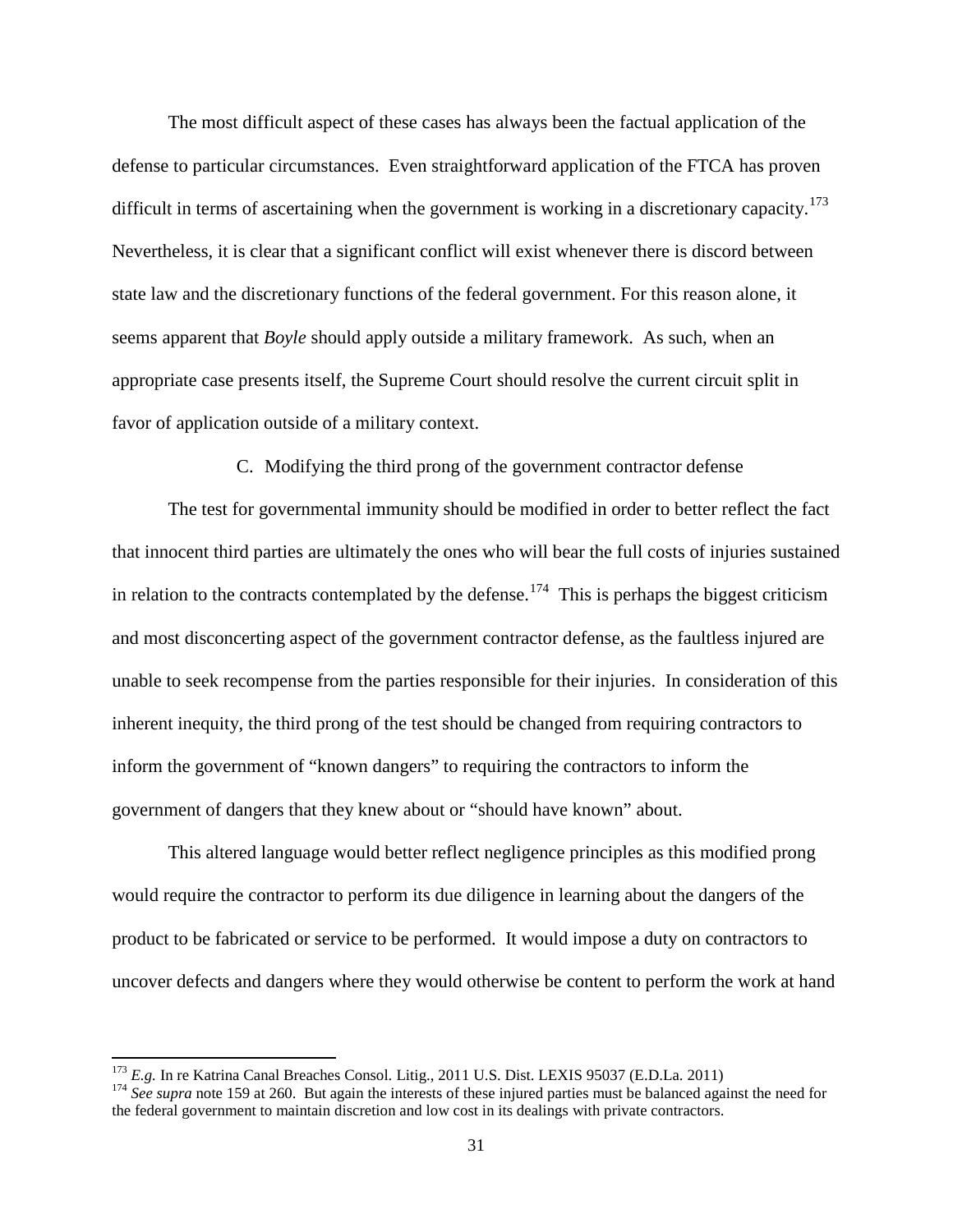The most difficult aspect of these cases has always been the factual application of the defense to particular circumstances. Even straightforward application of the FTCA has proven difficult in terms of ascertaining when the government is working in a discretionary capacity.[173] Nevertheless, it is clear that a significant conflict will exist whenever there is discord between state law and the discretionary functions of the federal government. For this reason alone, it seems apparent that *Boyle* should apply outside a military framework. As such, when an appropriate case presents itself, the Supreme Court should resolve the current circuit split in favor of application outside of a military context.

### C. Modifying the third prong of the government contractor defense

The test for governmental immunity should be modified in order to better reflect the fact that innocent third parties are ultimately the ones who will bear the full costs of injuries sustained in relation to the contracts contemplated by the defense.[174] This is perhaps the biggest criticism and most disconcerting aspect of the government contractor defense, as the faultless injured are unable to seek recompense from the parties responsible for their injuries. In consideration of this inherent inequity, the third prong of the test should be changed from requiring contractors to inform the government of "known dangers" to requiring the contractors to inform the government of dangers that they knew about or "should have known" about.

This altered language would better reflect negligence principles as this modified prong would require the contractor to perform its due diligence in learning about the dangers of the product to be fabricated or service to be performed. It would impose a duty on contractors to uncover defects and dangers where they would otherwise be content to perform the work at hand

---

[173] *E.g.* In re Katrina Canal Breaches Consol. Litig., 2011 U.S. Dist. LEXIS 95037 (E.D.La. 2011)

[174] *See supra* note 159 at 260. But again the interests of these injured parties must be balanced against the need for the federal government to maintain discretion and low cost in its dealings with private contractors.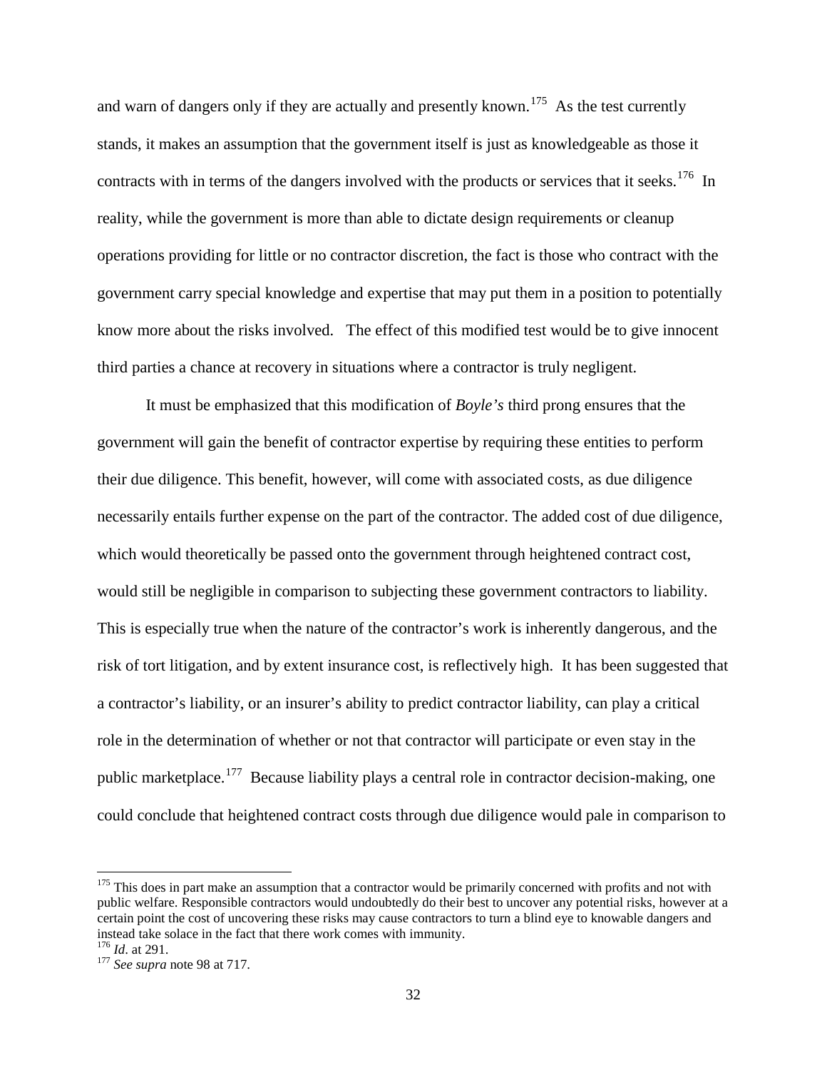and warn of dangers only if they are actually and presently known.[175] As the test currently stands, it makes an assumption that the government itself is just as knowledgeable as those it contracts with in terms of the dangers involved with the products or services that it seeks.[176] In reality, while the government is more than able to dictate design requirements or cleanup operations providing for little or no contractor discretion, the fact is those who contract with the government carry special knowledge and expertise that may put them in a position to potentially know more about the risks involved. The effect of this modified test would be to give innocent third parties a chance at recovery in situations where a contractor is truly negligent.

It must be emphasized that this modification of *Boyle's* third prong ensures that the government will gain the benefit of contractor expertise by requiring these entities to perform their due diligence. This benefit, however, will come with associated costs, as due diligence necessarily entails further expense on the part of the contractor. The added cost of due diligence, which would theoretically be passed onto the government through heightened contract cost, would still be negligible in comparison to subjecting these government contractors to liability. This is especially true when the nature of the contractor's work is inherently dangerous, and the risk of tort litigation, and by extent insurance cost, is reflectively high. It has been suggested that a contractor's liability, or an insurer's ability to predict contractor liability, can play a critical role in the determination of whether or not that contractor will participate or even stay in the public marketplace.[177] Because liability plays a central role in contractor decision-making, one could conclude that heightened contract costs through due diligence would pale in comparison to

---

[175] This does in part make an assumption that a contractor would be primarily concerned with profits and not with public welfare. Responsible contractors would undoubtedly do their best to uncover any potential risks, however at a certain point the cost of uncovering these risks may cause contractors to turn a blind eye to knowable dangers and instead take solace in the fact that there work comes with immunity.

[176] *Id*. at 291.

[177] *See supra* note 98 at 717.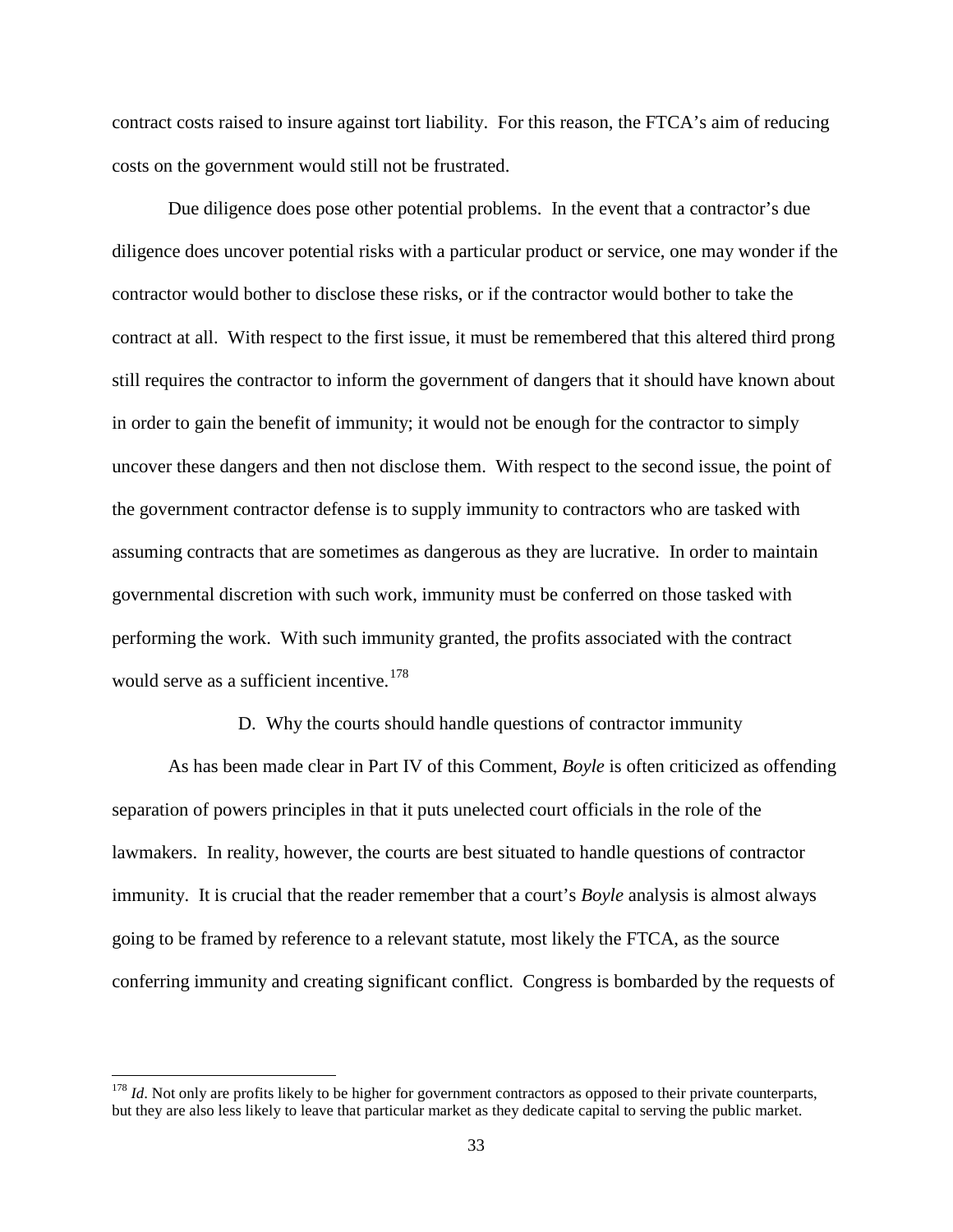contract costs raised to insure against tort liability. For this reason, the FTCA's aim of reducing costs on the government would still not be frustrated.

Due diligence does pose other potential problems. In the event that a contractor's due diligence does uncover potential risks with a particular product or service, one may wonder if the contractor would bother to disclose these risks, or if the contractor would bother to take the contract at all. With respect to the first issue, it must be remembered that this altered third prong still requires the contractor to inform the government of dangers that it should have known about in order to gain the benefit of immunity; it would not be enough for the contractor to simply uncover these dangers and then not disclose them. With respect to the second issue, the point of the government contractor defense is to supply immunity to contractors who are tasked with assuming contracts that are sometimes as dangerous as they are lucrative. In order to maintain governmental discretion with such work, immunity must be conferred on those tasked with performing the work. With such immunity granted, the profits associated with the contract would serve as a sufficient incentive.[178]

### D. Why the courts should handle questions of contractor immunity

As has been made clear in Part IV of this Comment, *Boyle* is often criticized as offending separation of powers principles in that it puts unelected court officials in the role of the lawmakers. In reality, however, the courts are best situated to handle questions of contractor immunity. It is crucial that the reader remember that a court's *Boyle* analysis is almost always going to be framed by reference to a relevant statute, most likely the FTCA, as the source conferring immunity and creating significant conflict. Congress is bombarded by the requests of

---

[178] *Id*. Not only are profits likely to be higher for government contractors as opposed to their private counterparts, but they are also less likely to leave that particular market as they dedicate capital to serving the public market.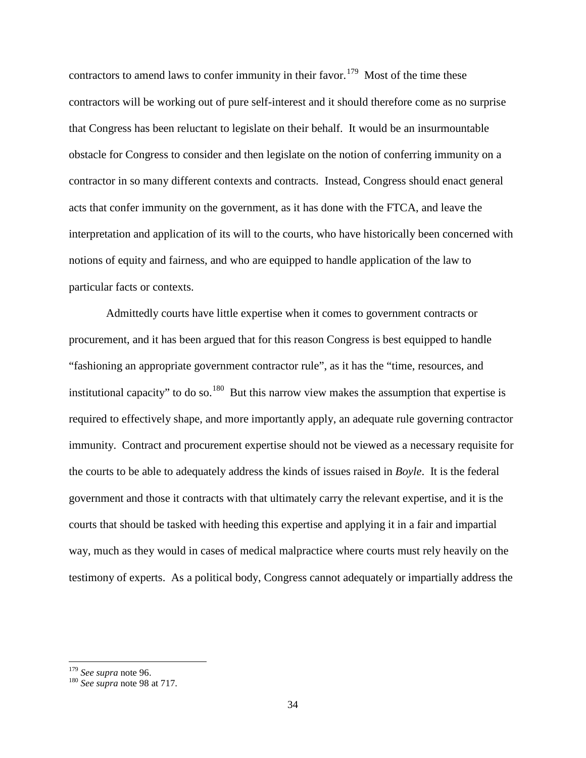contractors to amend laws to confer immunity in their favor.[179] Most of the time these contractors will be working out of pure self-interest and it should therefore come as no surprise that Congress has been reluctant to legislate on their behalf. It would be an insurmountable obstacle for Congress to consider and then legislate on the notion of conferring immunity on a contractor in so many different contexts and contracts. Instead, Congress should enact general acts that confer immunity on the government, as it has done with the FTCA, and leave the interpretation and application of its will to the courts, who have historically been concerned with notions of equity and fairness, and who are equipped to handle application of the law to particular facts or contexts.

Admittedly courts have little expertise when it comes to government contracts or procurement, and it has been argued that for this reason Congress is best equipped to handle "fashioning an appropriate government contractor rule", as it has the "time, resources, and institutional capacity" to do so.[180] But this narrow view makes the assumption that expertise is required to effectively shape, and more importantly apply, an adequate rule governing contractor immunity. Contract and procurement expertise should not be viewed as a necessary requisite for the courts to be able to adequately address the kinds of issues raised in *Boyle*. It is the federal government and those it contracts with that ultimately carry the relevant expertise, and it is the courts that should be tasked with heeding this expertise and applying it in a fair and impartial way, much as they would in cases of medical malpractice where courts must rely heavily on the testimony of experts. As a political body, Congress cannot adequately or impartially address the

---

[179] *See supra* note 96.

[180] *See supra* note 98 at 717.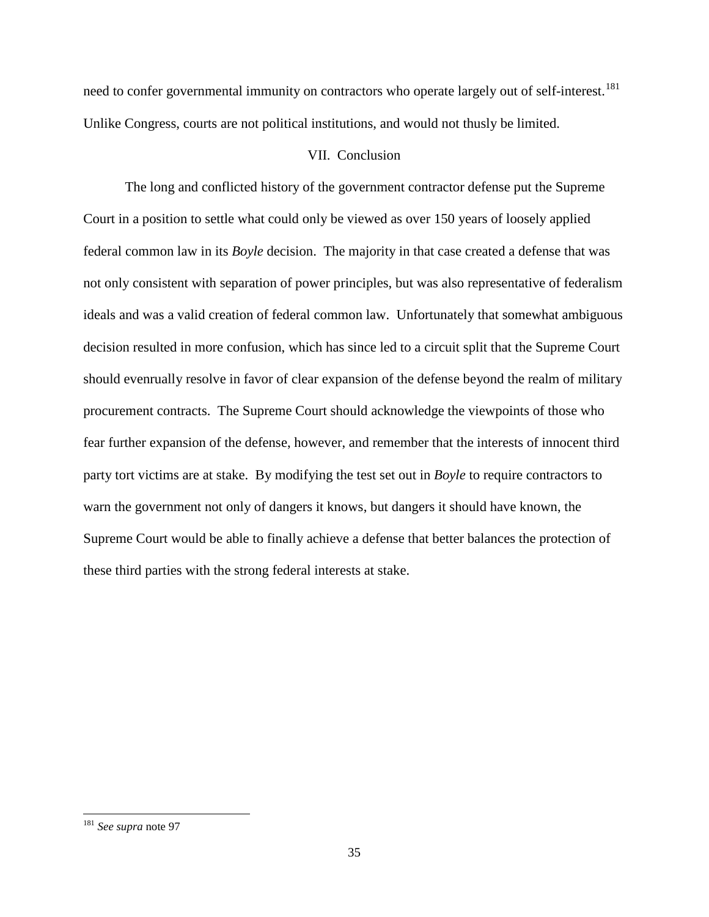need to confer governmental immunity on contractors who operate largely out of self-interest.[181] Unlike Congress, courts are not political institutions, and would not thusly be limited.

## VII. Conclusion

The long and conflicted history of the government contractor defense put the Supreme Court in a position to settle what could only be viewed as over 150 years of loosely applied federal common law in its *Boyle* decision. The majority in that case created a defense that was not only consistent with separation of power principles, but was also representative of federalism ideals and was a valid creation of federal common law. Unfortunately that somewhat ambiguous decision resulted in more confusion, which has since led to a circuit split that the Supreme Court should evenrually resolve in favor of clear expansion of the defense beyond the realm of military procurement contracts. The Supreme Court should acknowledge the viewpoints of those who fear further expansion of the defense, however, and remember that the interests of innocent third party tort victims are at stake. By modifying the test set out in *Boyle* to require contractors to warn the government not only of dangers it knows, but dangers it should have known, the Supreme Court would be able to finally achieve a defense that better balances the protection of these third parties with the strong federal interests at stake.

---

[181] *See supra* note 97